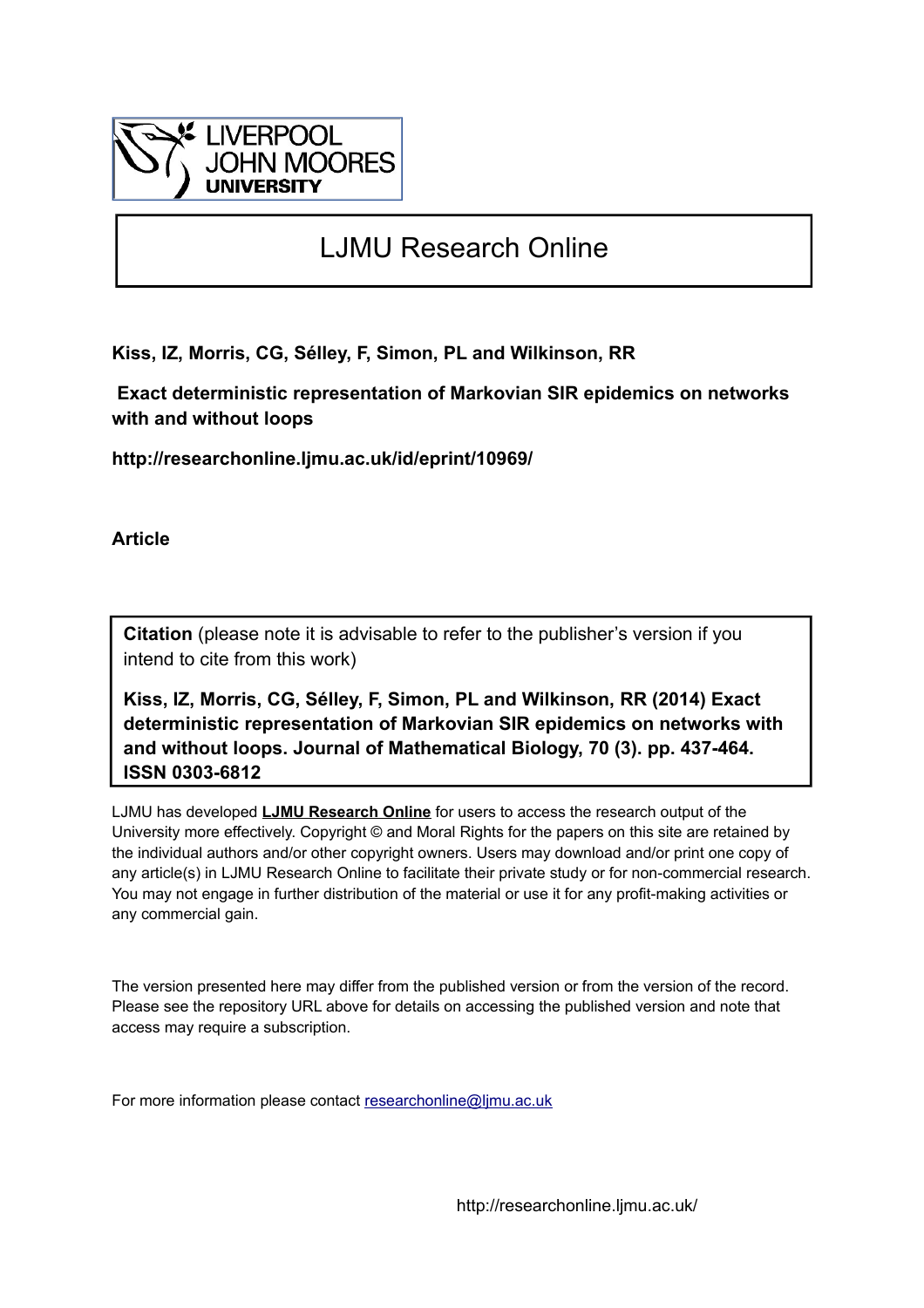LIVERPOOL JOHN MOORES UNIVERSITY

# LJMU Research Online

**Kiss, IZ, Morris, CG, Sélley, F, Simon, PL and Wilkinson, RR**

**Exact deterministic representation of Markovian SIR epidemics on networks with and without loops**

**http://researchonline.ljmu.ac.uk/id/eprint/10969/**

**Article**

**Citation** (please note it is advisable to refer to the publisher's version if you intend to cite from this work)

**Kiss, IZ, Morris, CG, Sélley, F, Simon, PL and Wilkinson, RR (2014) Exact deterministic representation of Markovian SIR epidemics on networks with and without loops. Journal of Mathematical Biology, 70 (3). pp. 437-464. ISSN 0303-6812**

LJMU has developed **LJMU Research Online** for users to access the research output of the University more effectively. Copyright © and Moral Rights for the papers on this site are retained by the individual authors and/or other copyright owners. Users may download and/or print one copy of any article(s) in LJMU Research Online to facilitate their private study or for non-commercial research. You may not engage in further distribution of the material or use it for any profit-making activities or any commercial gain.

The version presented here may differ from the published version or from the version of the record. Please see the repository URL above for details on accessing the published version and note that access may require a subscription.

For more information please contact researchonline@ljmu.ac.uk

http://researchonline.ljmu.ac.uk/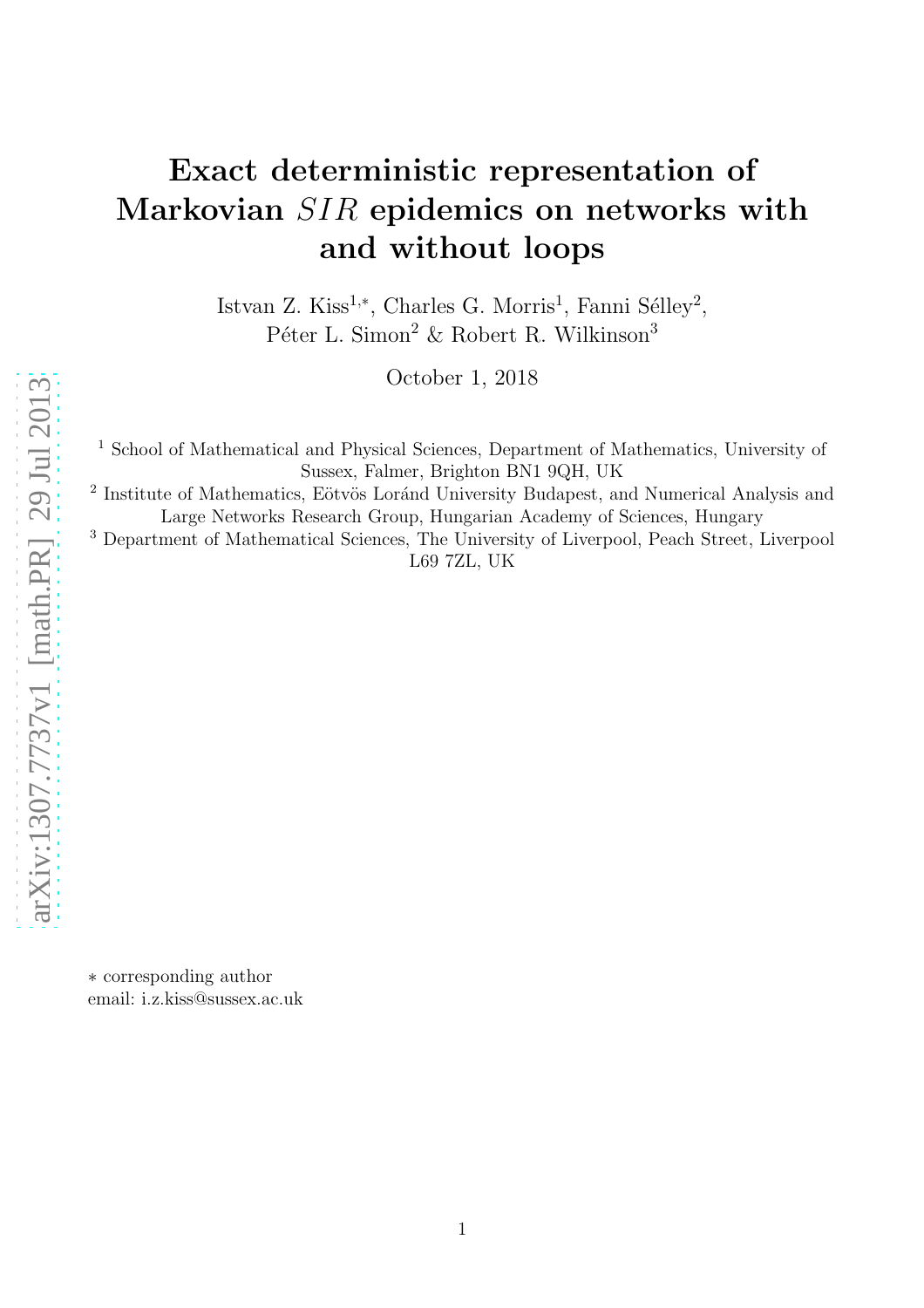# Exact deterministic representation of Markovian $SIR$ epidemics on networks with and without loops

Istvan Z. Kiss[1,*], Charles G. Morris[1], Fanni Sélley[2], Péter L. Simon[2] & Robert R. Wilkinson[3]

October 1, 2018

[1] School of Mathematical and Physical Sciences, Department of Mathematics, University of Sussex, Falmer, Brighton BN1 9QH, UK

[2] Institute of Mathematics, Eötvös Loránd University Budapest, and Numerical Analysis and Large Networks Research Group, Hungarian Academy of Sciences, Hungary

[3] Department of Mathematical Sciences, The University of Liverpool, Peach Street, Liverpool L69 7ZL, UK

* corresponding author
email: i.z.kiss@sussex.ac.uk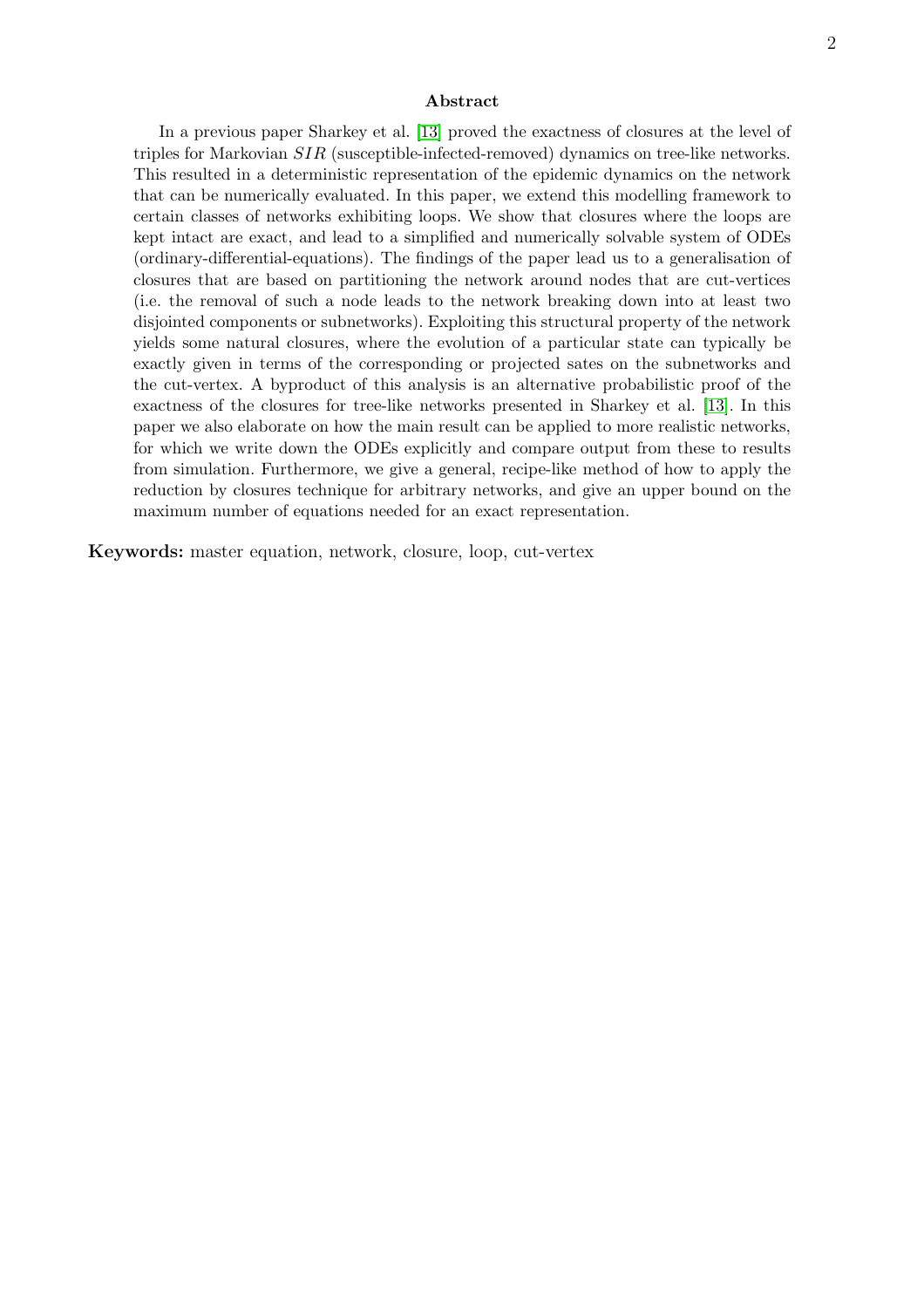## Abstract

In a previous paper Sharkey et al. [13] proved the exactness of closures at the level of triples for Markovian $SIR$ (susceptible-infected-removed) dynamics on tree-like networks. This resulted in a deterministic representation of the epidemic dynamics on the network that can be numerically evaluated. In this paper, we extend this modelling framework to certain classes of networks exhibiting loops. We show that closures where the loops are kept intact are exact, and lead to a simplified and numerically solvable system of ODEs (ordinary-differential-equations). The findings of the paper lead us to a generalisation of closures that are based on partitioning the network around nodes that are cut-vertices (i.e. the removal of such a node leads to the network breaking down into at least two disjointed components or subnetworks). Exploiting this structural property of the network yields some natural closures, where the evolution of a particular state can typically be exactly given in terms of the corresponding or projected sates on the subnetworks and the cut-vertex. A byproduct of this analysis is an alternative probabilistic proof of the exactness of the closures for tree-like networks presented in Sharkey et al. [13]. In this paper we also elaborate on how the main result can be applied to more realistic networks, for which we write down the ODEs explicitly and compare output from these to results from simulation. Furthermore, we give a general, recipe-like method of how to apply the reduction by closures technique for arbitrary networks, and give an upper bound on the maximum number of equations needed for an exact representation.

**Keywords:** master equation, network, closure, loop, cut-vertex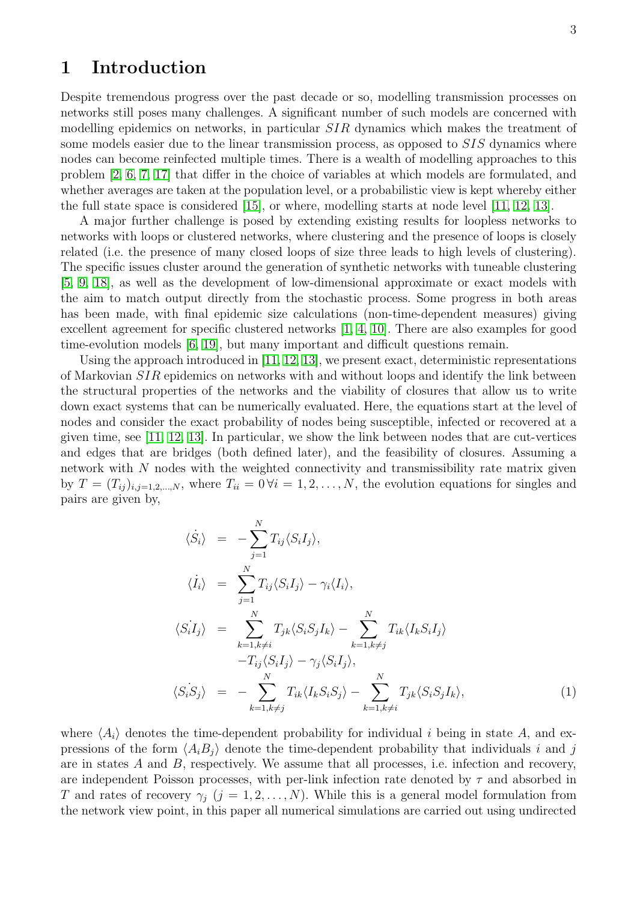# 1 Introduction

Despite tremendous progress over the past decade or so, modelling transmission processes on networks still poses many challenges. A significant number of such models are concerned with modelling epidemics on networks, in particular $SIR$ dynamics which makes the treatment of some models easier due to the linear transmission process, as opposed to $SIS$ dynamics where nodes can become reinfected multiple times. There is a wealth of modelling approaches to this problem [2, 6, 7, 17] that differ in the choice of variables at which models are formulated, and whether averages are taken at the population level, or a probabilistic view is kept whereby either the full state space is considered [15], or where, modelling starts at node level [11, 12, 13].

A major further challenge is posed by extending existing results for loopless networks to networks with loops or clustered networks, where clustering and the presence of loops is closely related (i.e. the presence of many closed loops of size three leads to high levels of clustering). The specific issues cluster around the generation of synthetic networks with tuneable clustering [5, 9, 18], as well as the development of low-dimensional approximate or exact models with the aim to match output directly from the stochastic process. Some progress in both areas has been made, with final epidemic size calculations (non-time-dependent measures) giving excellent agreement for specific clustered networks [1, 4, 10]. There are also examples for good time-evolution models [6, 19], but many important and difficult questions remain.

Using the approach introduced in [11, 12, 13], we present exact, deterministic representations of Markovian $SIR$ epidemics on networks with and without loops and identify the link between the structural properties of the networks and the viability of closures that allow us to write down exact systems that can be numerically evaluated. Here, the equations start at the level of nodes and consider the exact probability of nodes being susceptible, infected or recovered at a given time, see [11, 12, 13]. In particular, we show the link between nodes that are cut-vertices and edges that are bridges (both defined later), and the feasibility of closures. Assuming a network with $N$ nodes with the weighted connectivity and transmissibility rate matrix given by $T = (T_{ij})_{i,j=1,2,\ldots,N}$, where $T_{ii} = 0\,\forall i = 1, 2, \ldots, N$, the evolution equations for singles and pairs are given by,

$$
\begin{aligned}
\dot{\langle S_i \rangle} &= -\sum_{j=1}^{N} T_{ij}\langle S_i I_j \rangle, \\
\dot{\langle I_i \rangle} &= \sum_{j=1}^{N} T_{ij}\langle S_i I_j \rangle - \gamma_i \langle I_i \rangle, \\
\dot{\langle S_i I_j \rangle} &= \sum_{k=1,k\neq i}^{N} T_{jk}\langle S_i S_j I_k \rangle - \sum_{k=1,k\neq j}^{N} T_{ik}\langle I_k S_i I_j \rangle \\
&\quad - T_{ij}\langle S_i I_j \rangle - \gamma_j \langle S_i I_j \rangle, \\
\dot{\langle S_i S_j \rangle} &= -\sum_{k=1,k\neq j}^{N} T_{ik}\langle I_k S_i S_j \rangle - \sum_{k=1,k\neq i}^{N} T_{jk}\langle S_i S_j I_k \rangle,
\end{aligned}
\tag{1}
$$

where $\langle A_i \rangle$ denotes the time-dependent probability for individual $i$ being in state $A$, and expressions of the form $\langle A_i B_j \rangle$ denote the time-dependent probability that individuals $i$ and $j$ are in states $A$ and $B$, respectively. We assume that all processes, i.e. infection and recovery, are independent Poisson processes, with per-link infection rate denoted by $\tau$ and absorbed in $T$ and rates of recovery $\gamma_j$ $(j = 1, 2, \ldots, N)$. While this is a general model formulation from the network view point, in this paper all numerical simulations are carried out using undirected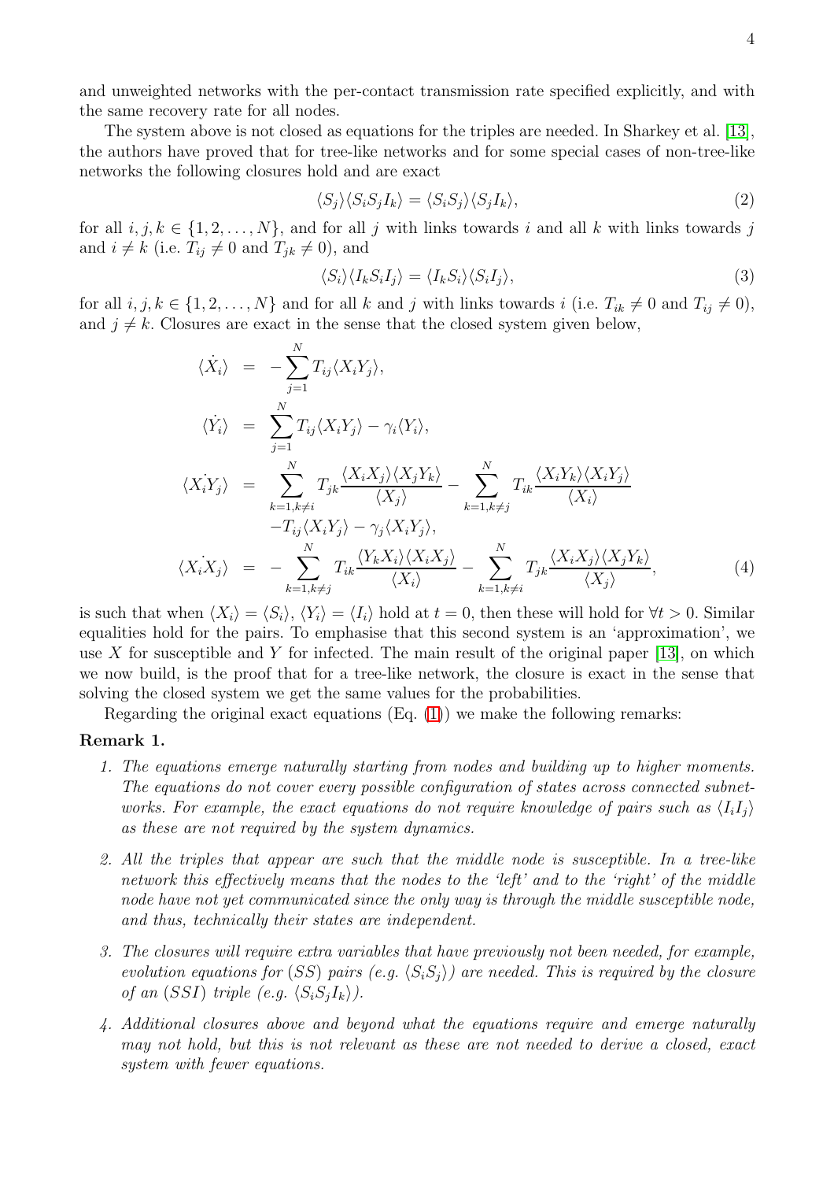and unweighted networks with the per-contact transmission rate specified explicitly, and with the same recovery rate for all nodes.

The system above is not closed as equations for the triples are needed. In Sharkey et al. [13], the authors have proved that for tree-like networks and for some special cases of non-tree-like networks the following closures hold and are exact

$$\langle S_j \rangle \langle S_i S_j I_k \rangle = \langle S_i S_j \rangle \langle S_j I_k \rangle, \tag{2}$$

for all $i, j, k \in \{1, 2, \ldots, N\}$, and for all $j$ with links towards $i$ and all $k$ with links towards $j$ and $i \neq k$ (i.e. $T_{ij} \neq 0$ and $T_{jk} \neq 0$), and

$$\langle S_i \rangle \langle I_k S_i I_j \rangle = \langle I_k S_i \rangle \langle S_i I_j \rangle, \tag{3}$$

for all $i, j, k \in \{1, 2, \ldots, N\}$ and for all $k$ and $j$ with links towards $i$ (i.e. $T_{ik} \neq 0$ and $T_{ij} \neq 0$), and $j \neq k$. Closures are exact in the sense that the closed system given below,

$$
\begin{aligned}
\dot{\langle X_i \rangle} &= -\sum_{j=1}^{N} T_{ij} \langle X_i Y_j \rangle, \\
\dot{\langle Y_i \rangle} &= \sum_{j=1}^{N} T_{ij} \langle X_i Y_j \rangle - \gamma_i \langle Y_i \rangle, \\
\dot{\langle X_i Y_j \rangle} &= \sum_{k=1, k\neq i}^{N} T_{jk} \frac{\langle X_i X_j \rangle \langle X_j Y_k \rangle}{\langle X_j \rangle} - \sum_{k=1, k\neq j}^{N} T_{ik} \frac{\langle X_i Y_k \rangle \langle X_i Y_j \rangle}{\langle X_i \rangle} \\
&\quad - T_{ij} \langle X_i Y_j \rangle - \gamma_j \langle X_i Y_j \rangle, \\
\dot{\langle X_i X_j \rangle} &= -\sum_{k=1, k\neq j}^{N} T_{ik} \frac{\langle Y_k X_i \rangle \langle X_i X_j \rangle}{\langle X_i \rangle} - \sum_{k=1, k\neq i}^{N} T_{jk} \frac{\langle X_i X_j \rangle \langle X_j Y_k \rangle}{\langle X_j \rangle},
\end{aligned}
\tag{4}
$$

is such that when $\langle X_i \rangle = \langle S_i \rangle$, $\langle Y_i \rangle = \langle I_i \rangle$ hold at $t = 0$, then these will hold for $\forall t > 0$. Similar equalities hold for the pairs. To emphasise that this second system is an 'approximation', we use $X$ for susceptible and $Y$ for infected. The main result of the original paper [13], on which we now build, is the proof that for a tree-like network, the closure is exact in the sense that solving the closed system we get the same values for the probabilities.

Regarding the original exact equations (Eq. (1)) we make the following remarks:

**Remark 1.**

1. *The equations emerge naturally starting from nodes and building up to higher moments. The equations do not cover every possible configuration of states across connected subnetworks. For example, the exact equations do not require knowledge of pairs such as $\langle I_i I_j \rangle$ as these are not required by the system dynamics.*

2. *All the triples that appear are such that the middle node is susceptible. In a tree-like network this effectively means that the nodes to the 'left' and to the 'right' of the middle node have not yet communicated since the only way is through the middle susceptible node, and thus, technically their states are independent.*

3. *The closures will require extra variables that have previously not been needed, for example, evolution equations for $(SS)$ pairs (e.g. $\langle S_i S_j \rangle$) are needed. This is required by the closure of an $(SSI)$ triple (e.g. $\langle S_i S_j I_k \rangle$).*

4. *Additional closures above and beyond what the equations require and emerge naturally may not hold, but this is not relevant as these are not needed to derive a closed, exact system with fewer equations.*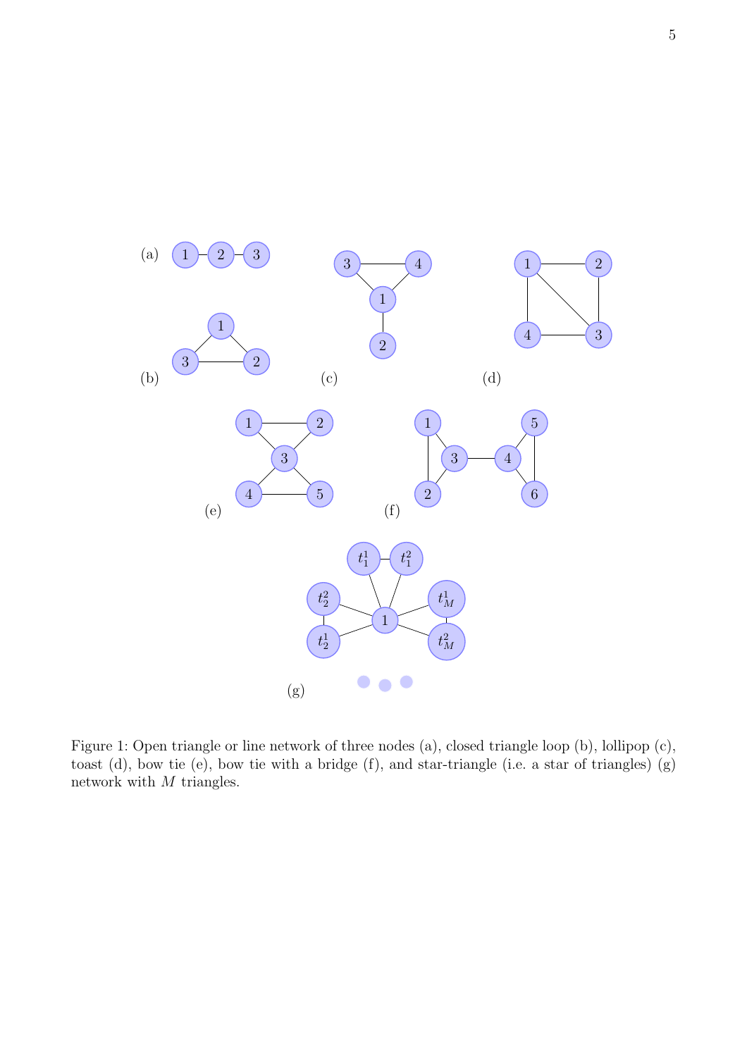(a)

(b)

(c)

(d)

(e)

(f)

(g)

Figure 1: Open triangle or line network of three nodes (a), closed triangle loop (b), lollipop (c), toast (d), bow tie (e), bow tie with a bridge (f), and star-triangle (i.e. a star of triangles) (g) network with $M$ triangles.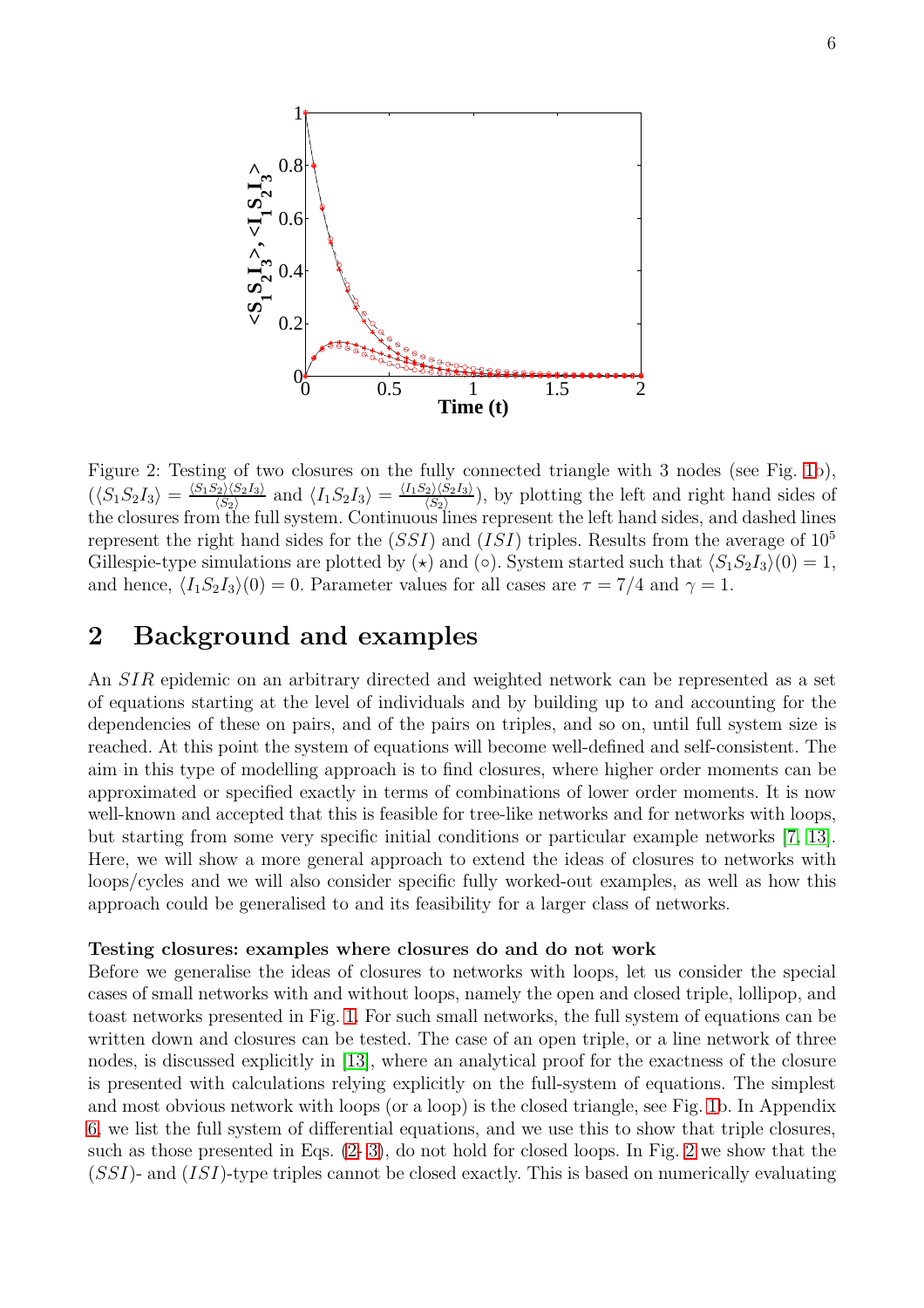$<S_1S_2I_3>$, $<I_1S_2I_3>$

1
0.8
0.6
0.4
0.2
0

0
0.5
1
1.5
2

Time (t)

Figure 2: Testing of two closures on the fully connected triangle with 3 nodes (see Fig. 1b), ($\langle S_1S_2I_3\rangle = \frac{\langle S_1S_2\rangle\langle S_2I_3\rangle}{\langle S_2\rangle}$ and $\langle I_1S_2I_3\rangle = \frac{\langle I_1S_2\rangle\langle S_2I_3\rangle}{\langle S_2\rangle}$), by plotting the left and right hand sides of the closures from the full system. Continuous lines represent the left hand sides, and dashed lines represent the right hand sides for the $(SSI)$ and $(ISI)$ triples. Results from the average of $10^5$ Gillespie-type simulations are plotted by $(\star)$ and $(\circ)$. System started such that $\langle S_1S_2I_3\rangle(0) = 1$, and hence, $\langle I_1S_2I_3\rangle(0) = 0$. Parameter values for all cases are $\tau = 7/4$ and $\gamma = 1$.

## 2 Background and examples

An $SIR$ epidemic on an arbitrary directed and weighted network can be represented as a set of equations starting at the level of individuals and by building up to and accounting for the dependencies of these on pairs, and of the pairs on triples, and so on, until full system size is reached. At this point the system of equations will become well-defined and self-consistent. The aim in this type of modelling approach is to find closures, where higher order moments can be approximated or specified exactly in terms of combinations of lower order moments. It is now well-known and accepted that this is feasible for tree-like networks and for networks with loops, but starting from some very specific initial conditions or particular example networks [7, 13]. Here, we will show a more general approach to extend the ideas of closures to networks with loops/cycles and we will also consider specific fully worked-out examples, as well as how this approach could be generalised to and its feasibility for a larger class of networks.

**Testing closures: examples where closures do and do not work**

Before we generalise the ideas of closures to networks with loops, let us consider the special cases of small networks with and without loops, namely the open and closed triple, lollipop, and toast networks presented in Fig. 1. For such small networks, the full system of equations can be written down and closures can be tested. The case of an open triple, or a line network of three nodes, is discussed explicitly in [13], where an analytical proof for the exactness of the closure is presented with calculations relying explicitly on the full-system of equations. The simplest and most obvious network with loops (or a loop) is the closed triangle, see Fig. 1b. In Appendix 6, we list the full system of differential equations, and we use this to show that triple closures, such as those presented in Eqs. (2- 3), do not hold for closed loops. In Fig. 2 we show that the $(SSI)$- and $(ISI)$-type triples cannot be closed exactly. This is based on numerically evaluating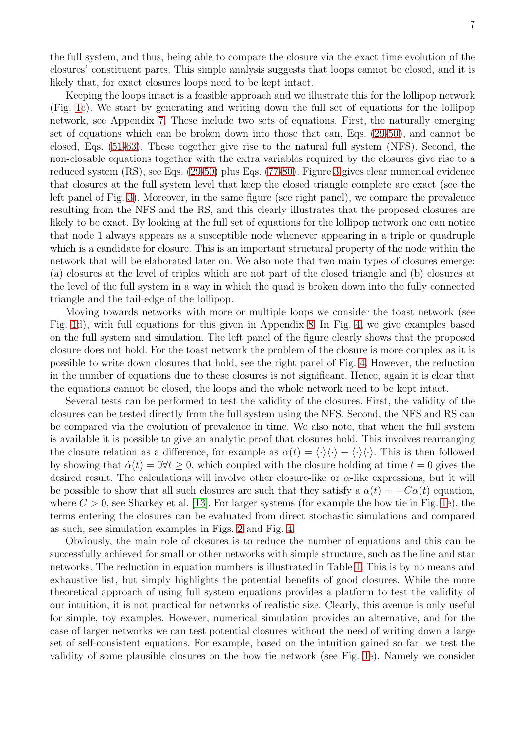the full system, and thus, being able to compare the closure via the exact time evolution of the closures' constituent parts. This simple analysis suggests that loops cannot be closed, and it is likely that, for exact closures loops need to be kept intact.

Keeping the loops intact is a feasible approach and we illustrate this for the lollipop network (Fig. 1c). We start by generating and writing down the full set of equations for the lollipop network, see Appendix 7. These include two sets of equations. First, the naturally emerging set of equations which can be broken down into those that can, Eqs. (29-50), and cannot be closed, Eqs. (51-63). These together give rise to the natural full system (NFS). Second, the non-closable equations together with the extra variables required by the closures give rise to a reduced system (RS), see Eqs. (29-50) plus Eqs. (77-80). Figure 3 gives clear numerical evidence that closures at the full system level that keep the closed triangle complete are exact (see the left panel of Fig. 3). Moreover, in the same figure (see right panel), we compare the prevalence resulting from the NFS and the RS, and this clearly illustrates that the proposed closures are likely to be exact. By looking at the full set of equations for the lollipop network one can notice that node 1 always appears as a susceptible node whenever appearing in a triple or quadruple which is a candidate for closure. This is an important structural property of the node within the network that will be elaborated later on. We also note that two main types of closures emerge: (a) closures at the level of triples which are not part of the closed triangle and (b) closures at the level of the full system in a way in which the quad is broken down into the fully connected triangle and the tail-edge of the lollipop.

Moving towards networks with more or multiple loops we consider the toast network (see Fig. 1d), with full equations for this given in Appendix 8. In Fig. 4, we give examples based on the full system and simulation. The left panel of the figure clearly shows that the proposed closure does not hold. For the toast network the problem of the closure is more complex as it is possible to write down closures that hold, see the right panel of Fig. 4. However, the reduction in the number of equations due to these closures is not significant. Hence, again it is clear that the equations cannot be closed, the loops and the whole network need to be kept intact.

Several tests can be performed to test the validity of the closures. First, the validity of the closures can be tested directly from the full system using the NFS. Second, the NFS and RS can be compared via the evolution of prevalence in time. We also note, that when the full system is available it is possible to give an analytic proof that closures hold. This involves rearranging the closure relation as a difference, for example as $\alpha(t) = \langle\cdot\rangle\langle\cdot\rangle - \langle\cdot\rangle\langle\cdot\rangle$. This is then followed by showing that $\dot{\alpha}(t) = 0 \forall t \geq 0$, which coupled with the closure holding at time $t = 0$ gives the desired result. The calculations will involve other closure-like or $\alpha$-like expressions, but it will be possible to show that all such closures are such that they satisfy a $\dot{\alpha}(t) = -C\alpha(t)$ equation, where $C > 0$, see Sharkey et al. [13]. For larger systems (for example the bow tie in Fig. 1e), the terms entering the closures can be evaluated from direct stochastic simulations and compared as such, see simulation examples in Figs. 2 and Fig. 4.

Obviously, the main role of closures is to reduce the number of equations and this can be successfully achieved for small or other networks with simple structure, such as the line and star networks. The reduction in equation numbers is illustrated in Table 1. This is by no means and exhaustive list, but simply highlights the potential benefits of good closures. While the more theoretical approach of using full system equations provides a platform to test the validity of our intuition, it is not practical for networks of realistic size. Clearly, this avenue is only useful for simple, toy examples. However, numerical simulation provides an alternative, and for the case of larger networks we can test potential closures without the need of writing down a large set of self-consistent equations. For example, based on the intuition gained so far, we test the validity of some plausible closures on the bow tie network (see Fig. 1e). Namely we consider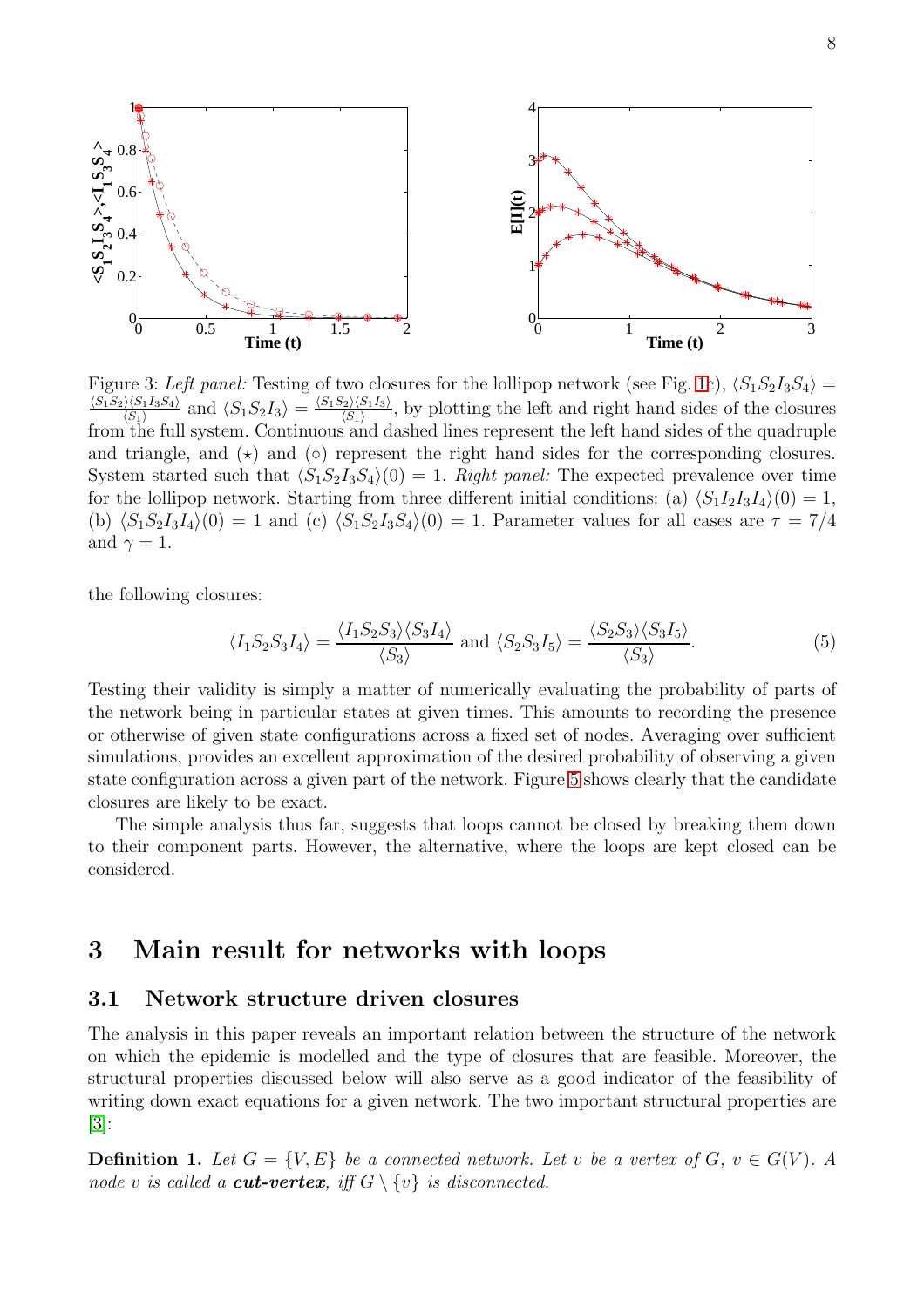Time (t)

$<S_1S_2I_3S_4>, <I_1S_3S_4>$

0 0.5 1 1.5 2

0 0.2 0.4 0.6 0.8 1

Time (t)

E[I](t)

0 1 2 3

0 1 2 3 4

Figure 3: *Left panel:* Testing of two closures for the lollipop network (see Fig. 1c), $\langle S_1S_2I_3S_4\rangle = \frac{\langle S_1S_2\rangle\langle S_1I_3S_4\rangle}{\langle S_1\rangle}$ and $\langle S_1S_2I_3\rangle = \frac{\langle S_1S_2\rangle\langle S_1I_3\rangle}{\langle S_1\rangle}$, by plotting the left and right hand sides of the closures from the full system. Continuous and dashed lines represent the left hand sides of the quadruple and triangle, and ($\star$) and ($\circ$) represent the right hand sides for the corresponding closures. System started such that $\langle S_1S_2I_3S_4\rangle(0) = 1$. *Right panel:* The expected prevalence over time for the lollipop network. Starting from three different initial conditions: (a) $\langle S_1I_2I_3I_4\rangle(0) = 1$, (b) $\langle S_1S_2I_3I_4\rangle(0) = 1$ and (c) $\langle S_1S_2I_3S_4\rangle(0) = 1$. Parameter values for all cases are $\tau = 7/4$ and $\gamma = 1$.

the following closures:

$$\langle I_1S_2S_3I_4\rangle = \frac{\langle I_1S_2S_3\rangle\langle S_3I_4\rangle}{\langle S_3\rangle} \text{ and } \langle S_2S_3I_5\rangle = \frac{\langle S_2S_3\rangle\langle S_3I_5\rangle}{\langle S_3\rangle}. \tag{5}$$

Testing their validity is simply a matter of numerically evaluating the probability of parts of the network being in particular states at given times. This amounts to recording the presence or otherwise of given state configurations across a fixed set of nodes. Averaging over sufficient simulations, provides an excellent approximation of the desired probability of observing a given state configuration across a given part of the network. Figure 5 shows clearly that the candidate closures are likely to be exact.

The simple analysis thus far, suggests that loops cannot be closed by breaking them down to their component parts. However, the alternative, where the loops are kept closed can be considered.

# 3 Main result for networks with loops

## 3.1 Network structure driven closures

The analysis in this paper reveals an important relation between the structure of the network on which the epidemic is modelled and the type of closures that are feasible. Moreover, the structural properties discussed below will also serve as a good indicator of the feasibility of writing down exact equations for a given network. The two important structural properties are [3]:

**Definition 1.** *Let $G = \{V, E\}$ be a connected network. Let $v$ be a vertex of $G$, $v \in G(V)$. A node $v$ is called a **cut-vertex**, iff $G \setminus \{v\}$ is disconnected.*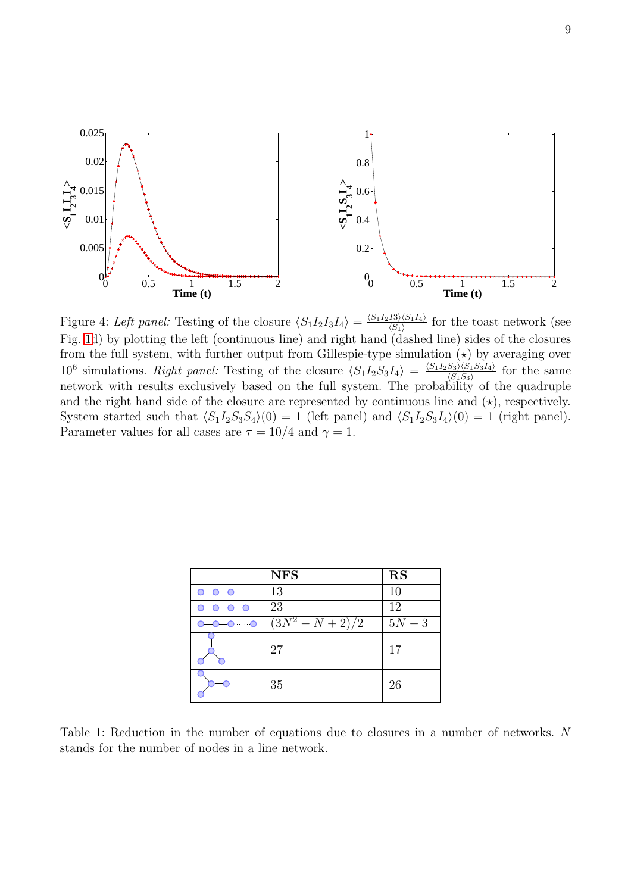0.025
0.02
0.015
0.01
0.005
0
$<S_1I_2I_3I_4>$
0 0.5 1 1.5 2
Time (t)

1
0.8
0.6
0.4
0.2
0
$<S_1I_2S_3I_4>$
0 0.5 1 1.5 2
Time (t)

Figure 4: *Left panel:* Testing of the closure $\langle S_1 I_2 I_3 I_4 \rangle = \frac{\langle S_1 I_2 I3 \rangle \langle S_1 I_4 \rangle}{\langle S_1 \rangle}$ for the toast network (see Fig. 1d) by plotting the left (continuous line) and right hand (dashed line) sides of the closures from the full system, with further output from Gillespie-type simulation ($\star$) by averaging over $10^6$ simulations. *Right panel:* Testing of the closure $\langle S_1 I_2 S_3 I_4 \rangle = \frac{\langle S_1 I_2 S_3 \rangle \langle S_1 S_3 I_4 \rangle}{\langle S_1 S_3 \rangle}$ for the same network with results exclusively based on the full system. The probability of the quadruple and the right hand side of the closure are represented by continuous line and ($\star$), respectively. System started such that $\langle S_1 I_2 S_3 S_4 \rangle(0) = 1$ (left panel) and $\langle S_1 I_2 S_3 I_4 \rangle(0) = 1$ (right panel). Parameter values for all cases are $\tau = 10/4$ and $\gamma = 1$.

| | NFS | RS |
|---|---|---|
| (line network, 3 nodes) | 13 | 10 |
| (line network, 4 nodes) | 23 | 12 |
| (line network, N nodes) | $(3N^2 - N + 2)/2$ | $5N - 3$ |
| (star network) | 27 | 17 |
| (toast network) | 35 | 26 |

Table 1: Reduction in the number of equations due to closures in a number of networks. $N$ stands for the number of nodes in a line network.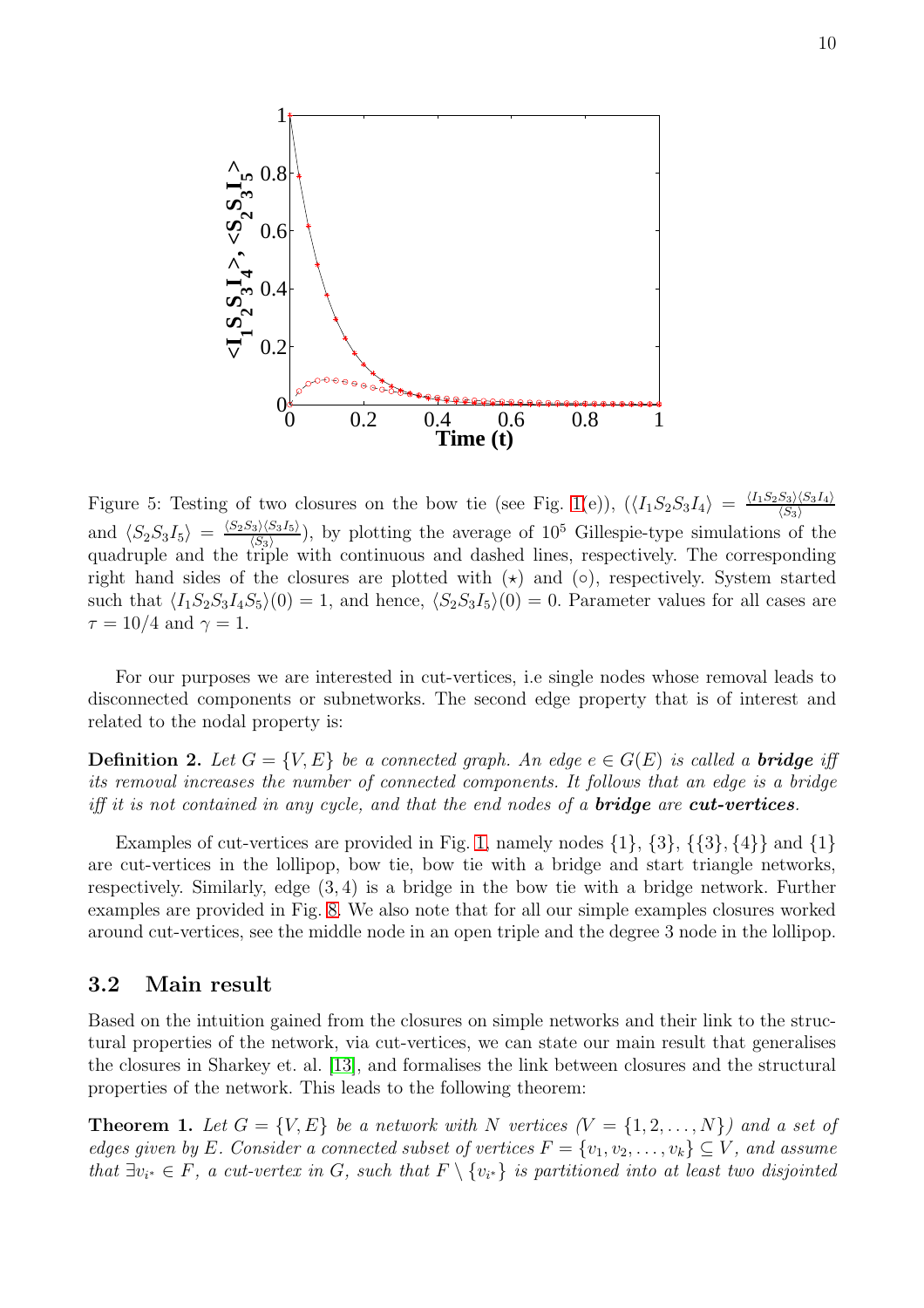1
0.8
0.6
0.4
0.2
0
0
0.2
0.4
0.6
0.8
1
Time (t)
$<I_1S_2S_3I_4>, <S_2S_3I_5>$

Figure 5: Testing of two closures on the bow tie (see Fig. 1(e)), ($\langle I_1 S_2 S_3 I_4 \rangle = \frac{\langle I_1 S_2 S_3 \rangle \langle S_3 I_4 \rangle}{\langle S_3 \rangle}$ and $\langle S_2 S_3 I_5 \rangle = \frac{\langle S_2 S_3 \rangle \langle S_3 I_5 \rangle}{\langle S_3 \rangle}$), by plotting the average of $10^5$ Gillespie-type simulations of the quadruple and the triple with continuous and dashed lines, respectively. The corresponding right hand sides of the closures are plotted with ($\star$) and ($\circ$), respectively. System started such that $\langle I_1 S_2 S_3 I_4 S_5 \rangle(0) = 1$, and hence, $\langle S_2 S_3 I_5 \rangle(0) = 0$. Parameter values for all cases are $\tau = 10/4$ and $\gamma = 1$.

For our purposes we are interested in cut-vertices, i.e single nodes whose removal leads to disconnected components or subnetworks. The second edge property that is of interest and related to the nodal property is:

**Definition 2.** *Let $G = \{V, E\}$ be a connected graph. An edge $e \in G(E)$ is called a **bridge** iff its removal increases the number of connected components. It follows that an edge is a bridge iff it is not contained in any cycle, and that the end nodes of a **bridge** are **cut-vertices**.*

Examples of cut-vertices are provided in Fig. 1, namely nodes $\{1\}$, $\{3\}$, $\{\{3\}, \{4\}\}$ and $\{1\}$ are cut-vertices in the lollipop, bow tie, bow tie with a bridge and start triangle networks, respectively. Similarly, edge $(3, 4)$ is a bridge in the bow tie with a bridge network. Further examples are provided in Fig. 8. We also note that for all our simple examples closures worked around cut-vertices, see the middle node in an open triple and the degree 3 node in the lollipop.

## 3.2 Main result

Based on the intuition gained from the closures on simple networks and their link to the structural properties of the network, via cut-vertices, we can state our main result that generalises the closures in Sharkey et. al. [13], and formalises the link between closures and the structural properties of the network. This leads to the following theorem:

**Theorem 1.** *Let $G = \{V, E\}$ be a network with $N$ vertices ($V = \{1, 2, \ldots, N\}$) and a set of edges given by $E$. Consider a connected subset of vertices $F = \{v_1, v_2, \ldots, v_k\} \subseteq V$, and assume that $\exists v_{i^*} \in F$, a cut-vertex in $G$, such that $F \setminus \{v_{i^*}\}$ is partitioned into at least two disjointed*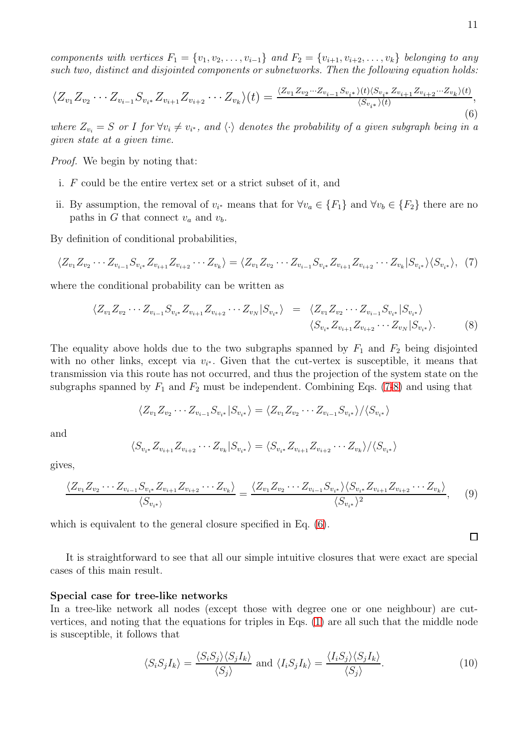*components with vertices $F_1 = \{v_1, v_2, \ldots, v_{i-1}\}$ and $F_2 = \{v_{i+1}, v_{i+2}, \ldots, v_k\}$ belonging to any such two, distinct and disjointed components or subnetworks. Then the following equation holds:*

$$\langle Z_{v_1} Z_{v_2} \cdots Z_{v_{i-1}} S_{v_{i^*}} Z_{v_{i+1}} Z_{v_{i+2}} \cdots Z_{v_k} \rangle(t) = \frac{\langle Z_{v_1} Z_{v_2} \cdots Z_{v_{i-1}} S_{v_{i^*}} \rangle(t) \langle S_{v_{i^*}} Z_{v_{i+1}} Z_{v_{i+2}} \cdots Z_{v_k} \rangle(t)}{\langle S_{v_{i^*}} \rangle(t)}, \tag{6}$$

*where $Z_{v_i} = S$ or $I$ for $\forall v_i \neq v_{i^*}$, and $\langle\cdot\rangle$ denotes the probability of a given subgraph being in a given state at a given time.*

*Proof.* We begin by noting that:

i. $F$ could be the entire vertex set or a strict subset of it, and

ii. By assumption, the removal of $v_{i^*}$ means that for $\forall v_a \in \{F_1\}$ and $\forall v_b \in \{F_2\}$ there are no paths in $G$ that connect $v_a$ and $v_b$.

By definition of conditional probabilities,

$$\langle Z_{v_1} Z_{v_2} \cdots Z_{v_{i-1}} S_{v_{i^*}} Z_{v_{i+1}} Z_{v_{i+2}} \cdots Z_{v_k} \rangle = \langle Z_{v_1} Z_{v_2} \cdots Z_{v_{i-1}} S_{v_{i^*}} Z_{v_{i+1}} Z_{v_{i+2}} \cdots Z_{v_k} | S_{v_{i^*}} \rangle \langle S_{v_{i^*}} \rangle, \tag{7}$$

where the conditional probability can be written as

$$\begin{aligned} \langle Z_{v_1} Z_{v_2} \cdots Z_{v_{i-1}} S_{v_{i^*}} Z_{v_{i+1}} Z_{v_{i+2}} \cdots Z_{v_N} | S_{v_{i^*}} \rangle &= \langle Z_{v_1} Z_{v_2} \cdots Z_{v_{i-1}} S_{v_{i^*}} | S_{v_{i^*}} \rangle \\ &\quad \langle S_{v_{i^*}} Z_{v_{i+1}} Z_{v_{i+2}} \cdots Z_{v_N} | S_{v_{i^*}} \rangle. \end{aligned} \tag{8}$$

The equality above holds due to the two subgraphs spanned by $F_1$ and $F_2$ being disjointed with no other links, except via $v_{i^*}$. Given that the cut-vertex is susceptible, it means that transmission via this route has not occurred, and thus the projection of the system state on the subgraphs spanned by $F_1$ and $F_2$ must be independent. Combining Eqs. (7-8) and using that

$$\langle Z_{v_1} Z_{v_2} \cdots Z_{v_{i-1}} S_{v_{i^*}} | S_{v_{i^*}} \rangle = \langle Z_{v_1} Z_{v_2} \cdots Z_{v_{i-1}} S_{v_{i^*}} \rangle / \langle S_{v_{i^*}} \rangle$$

and

$$\langle S_{v_{i^*}} Z_{v_{i+1}} Z_{v_{i+2}} \cdots Z_{v_k} | S_{v_{i^*}} \rangle = \langle S_{v_{i^*}} Z_{v_{i+1}} Z_{v_{i+2}} \cdots Z_{v_k} \rangle / \langle S_{v_{i^*}} \rangle$$

gives,

$$\frac{\langle Z_{v_1} Z_{v_2} \cdots Z_{v_{i-1}} S_{v_{i^*}} Z_{v_{i+1}} Z_{v_{i+2}} \cdots Z_{v_k} \rangle}{\langle S_{v_{i^*}} \rangle} = \frac{\langle Z_{v_1} Z_{v_2} \cdots Z_{v_{i-1}} S_{v_{i^*}} \rangle \langle S_{v_{i^*}} Z_{v_{i+1}} Z_{v_{i+2}} \cdots Z_{v_k} \rangle}{\langle S_{v_{i^*}} \rangle^2}, \tag{9}$$

which is equivalent to the general closure specified in Eq. (6). □

It is straightforward to see that all our simple intuitive closures that were exact are special cases of this main result.

**Special case for tree-like networks**

In a tree-like network all nodes (except those with degree one or one neighbour) are cut-vertices, and noting that the equations for triples in Eqs. (1) are all such that the middle node is susceptible, it follows that

$$\langle S_i S_j I_k \rangle = \frac{\langle S_i S_j \rangle \langle S_j I_k \rangle}{\langle S_j \rangle} \text{ and } \langle I_i S_j I_k \rangle = \frac{\langle I_i S_j \rangle \langle S_j I_k \rangle}{\langle S_j \rangle}. \tag{10}$$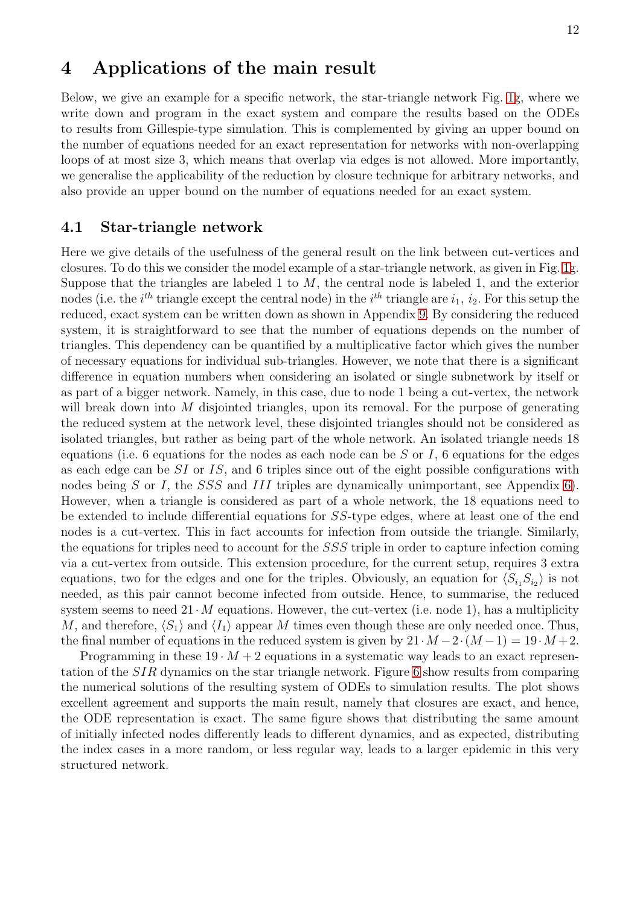# 4 Applications of the main result

Below, we give an example for a specific network, the star-triangle network Fig. 1g, where we write down and program in the exact system and compare the results based on the ODEs to results from Gillespie-type simulation. This is complemented by giving an upper bound on the number of equations needed for an exact representation for networks with non-overlapping loops of at most size 3, which means that overlap via edges is not allowed. More importantly, we generalise the applicability of the reduction by closure technique for arbitrary networks, and also provide an upper bound on the number of equations needed for an exact system.

## 4.1 Star-triangle network

Here we give details of the usefulness of the general result on the link between cut-vertices and closures. To do this we consider the model example of a star-triangle network, as given in Fig. 1g. Suppose that the triangles are labeled 1 to $M$, the central node is labeled 1, and the exterior nodes (i.e. the $i^{th}$ triangle except the central node) in the $i^{th}$ triangle are $i_1$, $i_2$. For this setup the reduced, exact system can be written down as shown in Appendix 9. By considering the reduced system, it is straightforward to see that the number of equations depends on the number of triangles. This dependency can be quantified by a multiplicative factor which gives the number of necessary equations for individual sub-triangles. However, we note that there is a significant difference in equation numbers when considering an isolated or single subnetwork by itself or as part of a bigger network. Namely, in this case, due to node 1 being a cut-vertex, the network will break down into $M$ disjointed triangles, upon its removal. For the purpose of generating the reduced system at the network level, these disjointed triangles should not be considered as isolated triangles, but rather as being part of the whole network. An isolated triangle needs 18 equations (i.e. 6 equations for the nodes as each node can be $S$ or $I$, 6 equations for the edges as each edge can be $SI$ or $IS$, and 6 triples since out of the eight possible configurations with nodes being $S$ or $I$, the $SSS$ and $III$ triples are dynamically unimportant, see Appendix 6). However, when a triangle is considered as part of a whole network, the 18 equations need to be extended to include differential equations for $SS$-type edges, where at least one of the end nodes is a cut-vertex. This in fact accounts for infection from outside the triangle. Similarly, the equations for triples need to account for the $SSS$ triple in order to capture infection coming via a cut-vertex from outside. This extension procedure, for the current setup, requires 3 extra equations, two for the edges and one for the triples. Obviously, an equation for $\langle S_{i_1} S_{i_2} \rangle$ is not needed, as this pair cannot become infected from outside. Hence, to summarise, the reduced system seems to need $21 \cdot M$ equations. However, the cut-vertex (i.e. node 1), has a multiplicity $M$, and therefore, $\langle S_1 \rangle$ and $\langle I_1 \rangle$ appear $M$ times even though these are only needed once. Thus, the final number of equations in the reduced system is given by $21 \cdot M - 2 \cdot (M - 1) = 19 \cdot M + 2$.

Programming in these $19 \cdot M + 2$ equations in a systematic way leads to an exact representation of the $SIR$ dynamics on the star triangle network. Figure 6 show results from comparing the numerical solutions of the resulting system of ODEs to simulation results. The plot shows excellent agreement and supports the main result, namely that closures are exact, and hence, the ODE representation is exact. The same figure shows that distributing the same amount of initially infected nodes differently leads to different dynamics, and as expected, distributing the index cases in a more random, or less regular way, leads to a larger epidemic in this very structured network.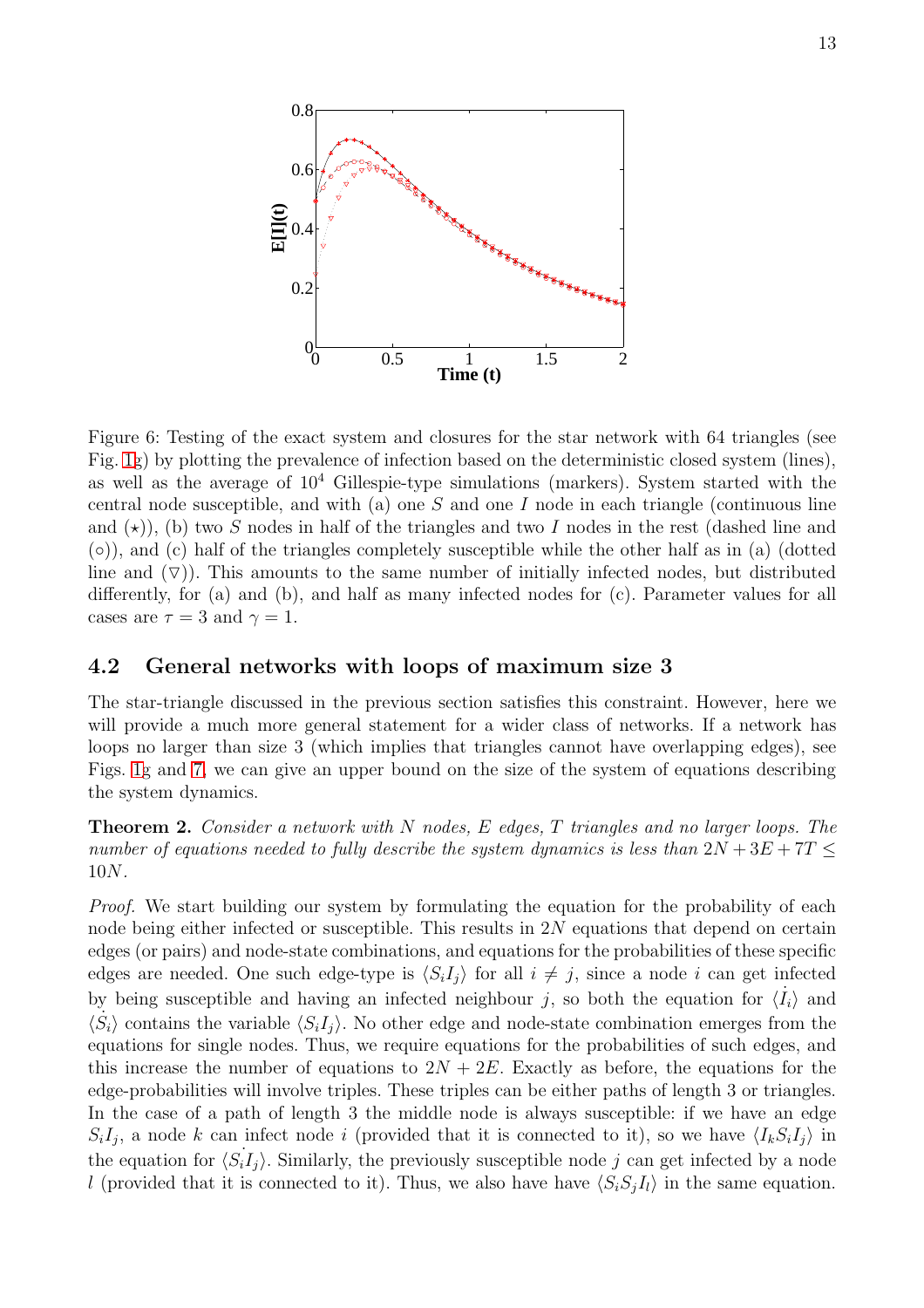0.8
0.6
0.4
0.2
0
E[I](t)
0
0.5
1
1.5
2
Time (t)

Figure 6: Testing of the exact system and closures for the star network with 64 triangles (see Fig. 1g) by plotting the prevalence of infection based on the deterministic closed system (lines), as well as the average of $10^4$ Gillespie-type simulations (markers). System started with the central node susceptible, and with (a) one $S$ and one $I$ node in each triangle (continuous line and ($\star$)), (b) two $S$ nodes in half of the triangles and two $I$ nodes in the rest (dashed line and ($\circ$)), and (c) half of the triangles completely susceptible while the other half as in (a) (dotted line and ($\triangledown$)). This amounts to the same number of initially infected nodes, but distributed differently, for (a) and (b), and half as many infected nodes for (c). Parameter values for all cases are $\tau = 3$ and $\gamma = 1$.

## 4.2 General networks with loops of maximum size 3

The star-triangle discussed in the previous section satisfies this constraint. However, here we will provide a much more general statement for a wider class of networks. If a network has loops no larger than size 3 (which implies that triangles cannot have overlapping edges), see Figs. 1g and 7, we can give an upper bound on the size of the system of equations describing the system dynamics.

**Theorem 2.** *Consider a network with $N$ nodes, $E$ edges, $T$ triangles and no larger loops. The number of equations needed to fully describe the system dynamics is less than $2N + 3E + 7T \leq 10N$.*

*Proof.* We start building our system by formulating the equation for the probability of each node being either infected or susceptible. This results in $2N$ equations that depend on certain edges (or pairs) and node-state combinations, and equations for the probabilities of these specific edges are needed. One such edge-type is $\langle S_i I_j \rangle$ for all $i \neq j$, since a node $i$ can get infected by being susceptible and having an infected neighbour $j$, so both the equation for $\langle \dot{I_i} \rangle$ and $\langle \dot{S_i} \rangle$ contains the variable $\langle S_i I_j \rangle$. No other edge and node-state combination emerges from the equations for single nodes. Thus, we require equations for the probabilities of such edges, and this increase the number of equations to $2N + 2E$. Exactly as before, the equations for the edge-probabilities will involve triples. These triples can be either paths of length 3 or triangles. In the case of a path of length 3 the middle node is always susceptible: if we have an edge $S_i I_j$, a node $k$ can infect node $i$ (provided that it is connected to it), so we have $\langle I_k S_i I_j \rangle$ in the equation for $\langle \dot{S_i I_j} \rangle$. Similarly, the previously susceptible node $j$ can get infected by a node $l$ (provided that it is connected to it). Thus, we also have have $\langle S_i S_j I_l \rangle$ in the same equation.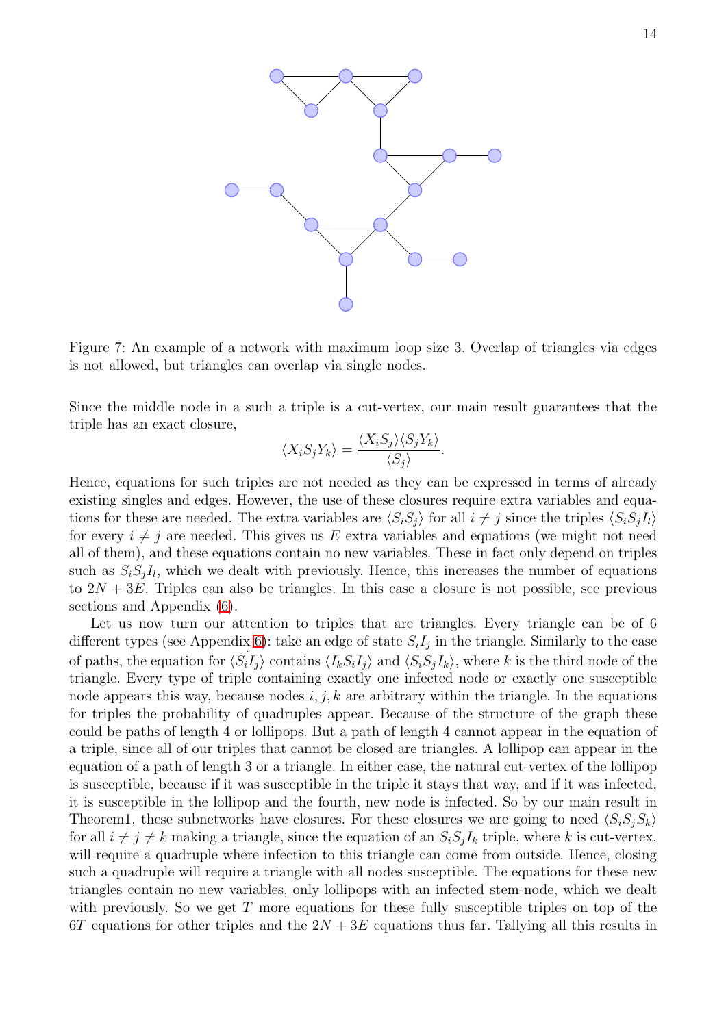Figure 7: An example of a network with maximum loop size 3. Overlap of triangles via edges is not allowed, but triangles can overlap via single nodes.

Since the middle node in a such a triple is a cut-vertex, our main result guarantees that the triple has an exact closure,

$$\langle X_i S_j Y_k \rangle = \frac{\langle X_i S_j \rangle \langle S_j Y_k \rangle}{\langle S_j \rangle}.$$

Hence, equations for such triples are not needed as they can be expressed in terms of already existing singles and edges. However, the use of these closures require extra variables and equations for these are needed. The extra variables are $\langle S_i S_j \rangle$ for all $i \neq j$ since the triples $\langle S_i S_j I_l \rangle$ for every $i \neq j$ are needed. This gives us $E$ extra variables and equations (we might not need all of them), and these equations contain no new variables. These in fact only depend on triples such as $S_i S_j I_l$, which we dealt with previously. Hence, this increases the number of equations to $2N + 3E$. Triples can also be triangles. In this case a closure is not possible, see previous sections and Appendix (6).

Let us now turn our attention to triples that are triangles. Every triangle can be of 6 different types (see Appendix 6): take an edge of state $S_i I_j$ in the triangle. Similarly to the case of paths, the equation for $\langle \dot{S_i I_j} \rangle$ contains $\langle I_k S_i I_j \rangle$ and $\langle S_i S_j I_k \rangle$, where $k$ is the third node of the triangle. Every type of triple containing exactly one infected node or exactly one susceptible node appears this way, because nodes $i, j, k$ are arbitrary within the triangle. In the equations for triples the probability of quadruples appear. Because of the structure of the graph these could be paths of length 4 or lollipops. But a path of length 4 cannot appear in the equation of a triple, since all of our triples that cannot be closed are triangles. A lollipop can appear in the equation of a path of length 3 or a triangle. In either case, the natural cut-vertex of the lollipop is susceptible, because if it was susceptible in the triple it stays that way, and if it was infected, it is susceptible in the lollipop and the fourth, new node is infected. So by our main result in Theorem1, these subnetworks have closures. For these closures we are going to need $\langle S_i S_j S_k \rangle$ for all $i \neq j \neq k$ making a triangle, since the equation of an $S_i S_j I_k$ triple, where $k$ is cut-vertex, will require a quadruple where infection to this triangle can come from outside. Hence, closing such a quadruple will require a triangle with all nodes susceptible. The equations for these new triangles contain no new variables, only lollipops with an infected stem-node, which we dealt with previously. So we get $T$ more equations for these fully susceptible triples on top of the $6T$ equations for other triples and the $2N + 3E$ equations thus far. Tallying all this results in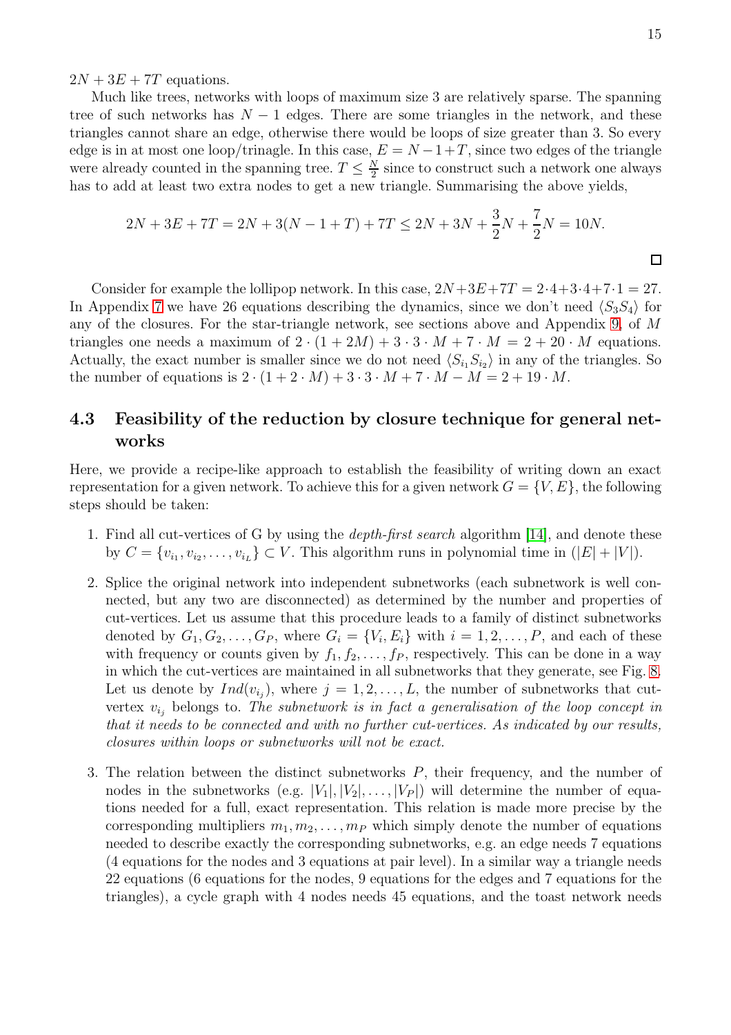$2N + 3E + 7T$ equations.

Much like trees, networks with loops of maximum size 3 are relatively sparse. The spanning tree of such networks has $N - 1$ edges. There are some triangles in the network, and these triangles cannot share an edge, otherwise there would be loops of size greater than 3. So every edge is in at most one loop/trinagle. In this case, $E = N - 1 + T$, since two edges of the triangle were already counted in the spanning tree. $T \leq \frac{N}{2}$ since to construct such a network one always has to add at least two extra nodes to get a new triangle. Summarising the above yields,

$$2N + 3E + 7T = 2N + 3(N - 1 + T) + 7T \leq 2N + 3N + \frac{3}{2}N + \frac{7}{2}N = 10N.$$

□

Consider for example the lollipop network. In this case, $2N+3E+7T = 2\cdot 4+3\cdot 4+7\cdot 1 = 27$. In Appendix 7 we have 26 equations describing the dynamics, since we don't need $\langle S_3 S_4 \rangle$ for any of the closures. For the star-triangle network, see sections above and Appendix 9, of $M$ triangles one needs a maximum of $2 \cdot (1 + 2M) + 3 \cdot 3 \cdot M + 7 \cdot M = 2 + 20 \cdot M$ equations. Actually, the exact number is smaller since we do not need $\langle S_{i_1} S_{i_2} \rangle$ in any of the triangles. So the number of equations is $2 \cdot (1 + 2 \cdot M) + 3 \cdot 3 \cdot M + 7 \cdot M - M = 2 + 19 \cdot M$.

## 4.3 Feasibility of the reduction by closure technique for general networks

Here, we provide a recipe-like approach to establish the feasibility of writing down an exact representation for a given network. To achieve this for a given network $G = \{V, E\}$, the following steps should be taken:

1. Find all cut-vertices of G by using the *depth-first search* algorithm [14], and denote these by $C = \{v_{i_1}, v_{i_2}, \ldots, v_{i_L}\} \subset V$. This algorithm runs in polynomial time in $(|E| + |V|)$.

2. Splice the original network into independent subnetworks (each subnetwork is well connected, but any two are disconnected) as determined by the number and properties of cut-vertices. Let us assume that this procedure leads to a family of distinct subnetworks denoted by $G_1, G_2, \ldots, G_P$, where $G_i = \{V_i, E_i\}$ with $i = 1, 2, \ldots, P$, and each of these with frequency or counts given by $f_1, f_2, \ldots, f_P$, respectively. This can be done in a way in which the cut-vertices are maintained in all subnetworks that they generate, see Fig. 8. Let us denote by $Ind(v_{i_j})$, where $j = 1, 2, \ldots, L$, the number of subnetworks that cut-vertex $v_{i_j}$ belongs to. *The subnetwork is in fact a generalisation of the loop concept in that it needs to be connected and with no further cut-vertices. As indicated by our results, closures within loops or subnetworks will not be exact.*

3. The relation between the distinct subnetworks $P$, their frequency, and the number of nodes in the subnetworks (e.g. $|V_1|, |V_2|, \ldots, |V_P|$) will determine the number of equations needed for a full, exact representation. This relation is made more precise by the corresponding multipliers $m_1, m_2, \ldots, m_P$ which simply denote the number of equations needed to describe exactly the corresponding subnetworks, e.g. an edge needs 7 equations (4 equations for the nodes and 3 equations at pair level). In a similar way a triangle needs 22 equations (6 equations for the nodes, 9 equations for the edges and 7 equations for the triangles), a cycle graph with 4 nodes needs 45 equations, and the toast network needs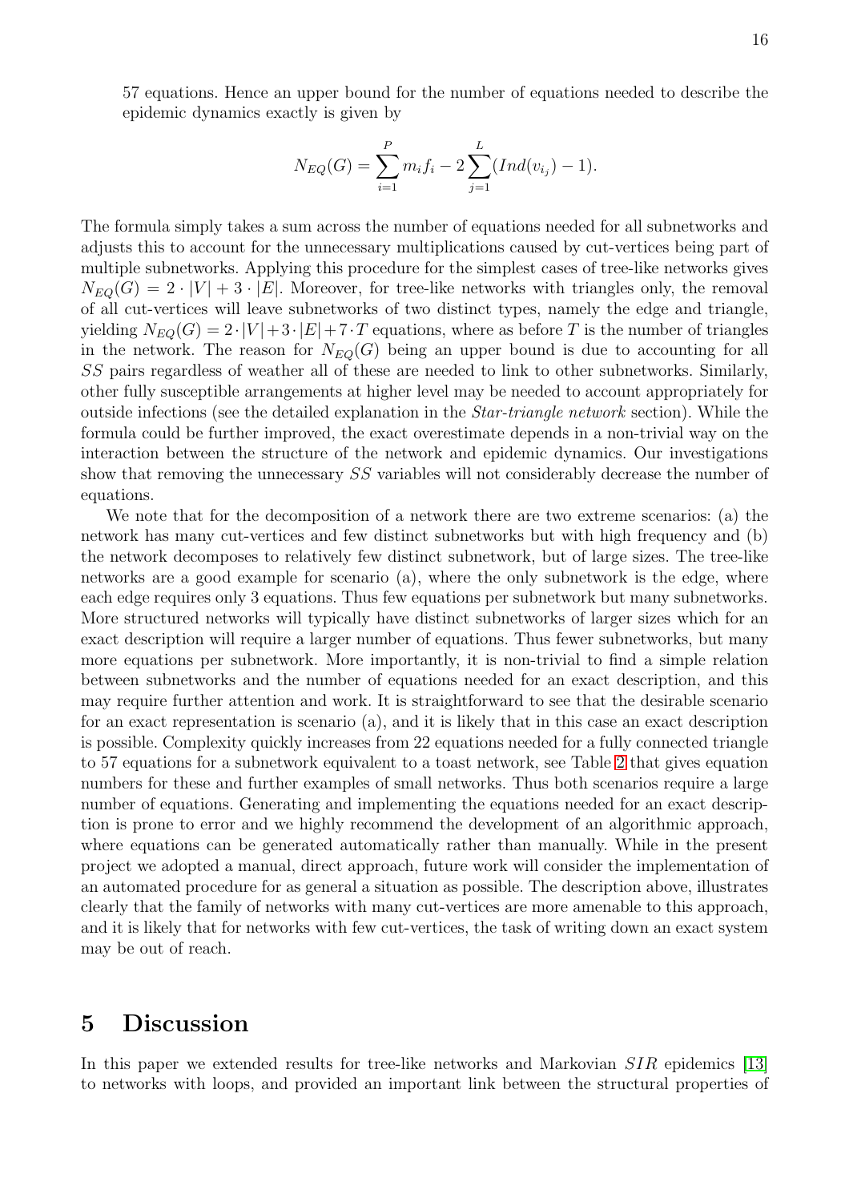57 equations. Hence an upper bound for the number of equations needed to describe the epidemic dynamics exactly is given by

$$N_{EQ}(G) = \sum_{i=1}^{P} m_i f_i - 2 \sum_{j=1}^{L} (Ind(v_{i_j}) - 1).$$

The formula simply takes a sum across the number of equations needed for all subnetworks and adjusts this to account for the unnecessary multiplications caused by cut-vertices being part of multiple subnetworks. Applying this procedure for the simplest cases of tree-like networks gives $N_{EQ}(G) = 2 \cdot |V| + 3 \cdot |E|$. Moreover, for tree-like networks with triangles only, the removal of all cut-vertices will leave subnetworks of two distinct types, namely the edge and triangle, yielding $N_{EQ}(G) = 2 \cdot |V| + 3 \cdot |E| + 7 \cdot T$ equations, where as before $T$ is the number of triangles in the network. The reason for $N_{EQ}(G)$ being an upper bound is due to accounting for all $SS$ pairs regardless of weather all of these are needed to link to other subnetworks. Similarly, other fully susceptible arrangements at higher level may be needed to account appropriately for outside infections (see the detailed explanation in the *Star-triangle network* section). While the formula could be further improved, the exact overestimate depends in a non-trivial way on the interaction between the structure of the network and epidemic dynamics. Our investigations show that removing the unnecessary $SS$ variables will not considerably decrease the number of equations.

We note that for the decomposition of a network there are two extreme scenarios: (a) the network has many cut-vertices and few distinct subnetworks but with high frequency and (b) the network decomposes to relatively few distinct subnetwork, but of large sizes. The tree-like networks are a good example for scenario (a), where the only subnetwork is the edge, where each edge requires only 3 equations. Thus few equations per subnetwork but many subnetworks. More structured networks will typically have distinct subnetworks of larger sizes which for an exact description will require a larger number of equations. Thus fewer subnetworks, but many more equations per subnetwork. More importantly, it is non-trivial to find a simple relation between subnetworks and the number of equations needed for an exact description, and this may require further attention and work. It is straightforward to see that the desirable scenario for an exact representation is scenario (a), and it is likely that in this case an exact description is possible. Complexity quickly increases from 22 equations needed for a fully connected triangle to 57 equations for a subnetwork equivalent to a toast network, see Table 2 that gives equation numbers for these and further examples of small networks. Thus both scenarios require a large number of equations. Generating and implementing the equations needed for an exact description is prone to error and we highly recommend the development of an algorithmic approach, where equations can be generated automatically rather than manually. While in the present project we adopted a manual, direct approach, future work will consider the implementation of an automated procedure for as general a situation as possible. The description above, illustrates clearly that the family of networks with many cut-vertices are more amenable to this approach, and it is likely that for networks with few cut-vertices, the task of writing down an exact system may be out of reach.

# 5 Discussion

In this paper we extended results for tree-like networks and Markovian $SIR$ epidemics [13] to networks with loops, and provided an important link between the structural properties of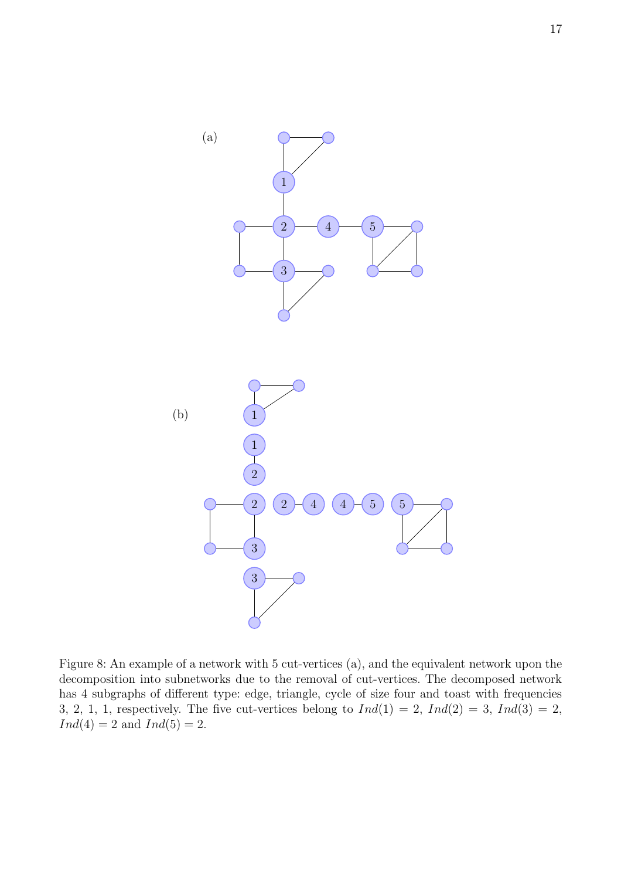(a)

1

2

4

5

3

(b)

1

1

2

2

2

4

4

5

5

3

3

Figure 8: An example of a network with 5 cut-vertices (a), and the equivalent network upon the decomposition into subnetworks due to the removal of cut-vertices. The decomposed network has 4 subgraphs of different type: edge, triangle, cycle of size four and toast with frequencies 3, 2, 1, 1, respectively. The five cut-vertices belong to $Ind(1) = 2$, $Ind(2) = 3$, $Ind(3) = 2$, $Ind(4) = 2$ and $Ind(5) = 2$.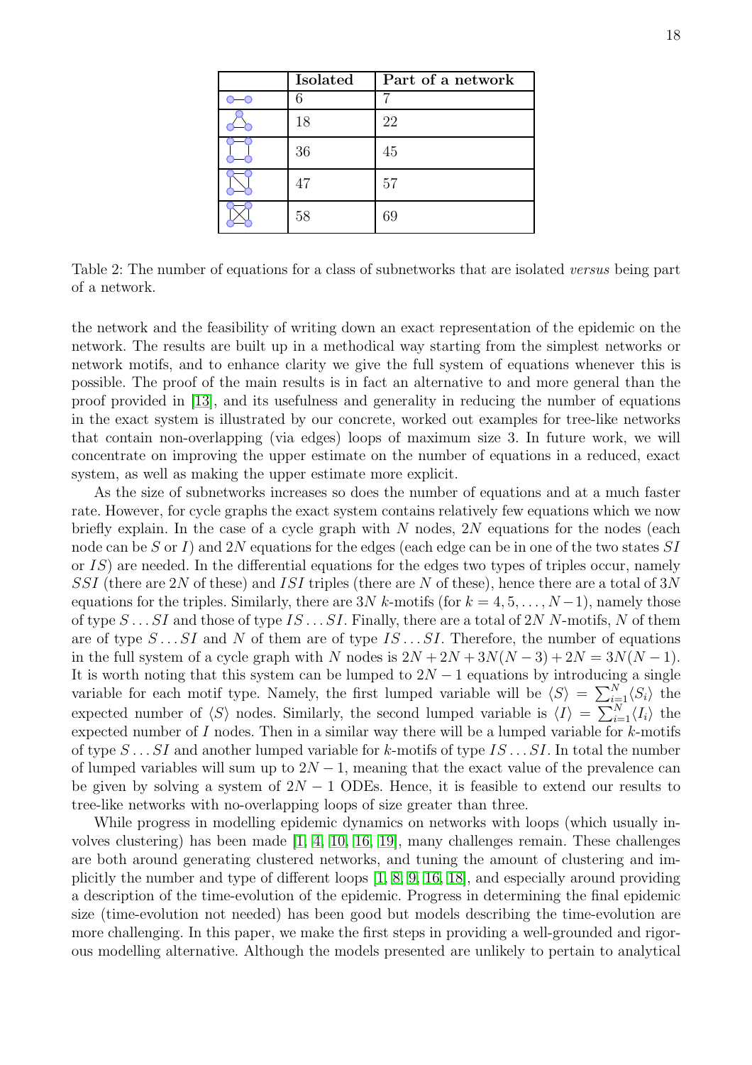| | Isolated | Part of a network |
|---|---|---|
| | 6 | 7 |
| | 18 | 22 |
| | 36 | 45 |
| | 47 | 57 |
| | 58 | 69 |

Table 2: The number of equations for a class of subnetworks that are isolated *versus* being part of a network.

the network and the feasibility of writing down an exact representation of the epidemic on the network. The results are built up in a methodical way starting from the simplest networks or network motifs, and to enhance clarity we give the full system of equations whenever this is possible. The proof of the main results is in fact an alternative to and more general than the proof provided in [13], and its usefulness and generality in reducing the number of equations in the exact system is illustrated by our concrete, worked out examples for tree-like networks that contain non-overlapping (via edges) loops of maximum size 3. In future work, we will concentrate on improving the upper estimate on the number of equations in a reduced, exact system, as well as making the upper estimate more explicit.

As the size of subnetworks increases so does the number of equations and at a much faster rate. However, for cycle graphs the exact system contains relatively few equations which we now briefly explain. In the case of a cycle graph with $N$ nodes, $2N$ equations for the nodes (each node can be $S$ or $I$) and $2N$ equations for the edges (each edge can be in one of the two states $SI$ or $IS$) are needed. In the differential equations for the edges two types of triples occur, namely $SSI$ (there are $2N$ of these) and $ISI$ triples (there are $N$ of these), hence there are a total of $3N$ equations for the triples. Similarly, there are $3N$ $k$-motifs (for $k = 4, 5, \dots, N-1$), namely those of type $S \dots SI$ and those of type $IS \dots SI$. Finally, there are a total of $2N$ $N$-motifs, $N$ of them are of type $S \dots SI$ and $N$ of them are of type $IS \dots SI$. Therefore, the number of equations in the full system of a cycle graph with $N$ nodes is $2N + 2N + 3N(N-3) + 2N = 3N(N-1)$. It is worth noting that this system can be lumped to $2N-1$ equations by introducing a single variable for each motif type. Namely, the first lumped variable will be $\langle S \rangle = \sum_{i=1}^{N} \langle S_i \rangle$ the expected number of $\langle S \rangle$ nodes. Similarly, the second lumped variable is $\langle I \rangle = \sum_{i=1}^{N} \langle I_i \rangle$ the expected number of $I$ nodes. Then in a similar way there will be a lumped variable for $k$-motifs of type $S \dots SI$ and another lumped variable for $k$-motifs of type $IS \dots SI$. In total the number of lumped variables will sum up to $2N-1$, meaning that the exact value of the prevalence can be given by solving a system of $2N-1$ ODEs. Hence, it is feasible to extend our results to tree-like networks with no-overlapping loops of size greater than three.

While progress in modelling epidemic dynamics on networks with loops (which usually involves clustering) has been made [1, 4, 10, 16, 19], many challenges remain. These challenges are both around generating clustered networks, and tuning the amount of clustering and implicitly the number and type of different loops [1, 8, 9, 16, 18], and especially around providing a description of the time-evolution of the epidemic. Progress in determining the final epidemic size (time-evolution not needed) has been good but models describing the time-evolution are more challenging. In this paper, we make the first steps in providing a well-grounded and rigorous modelling alternative. Although the models presented are unlikely to pertain to analytical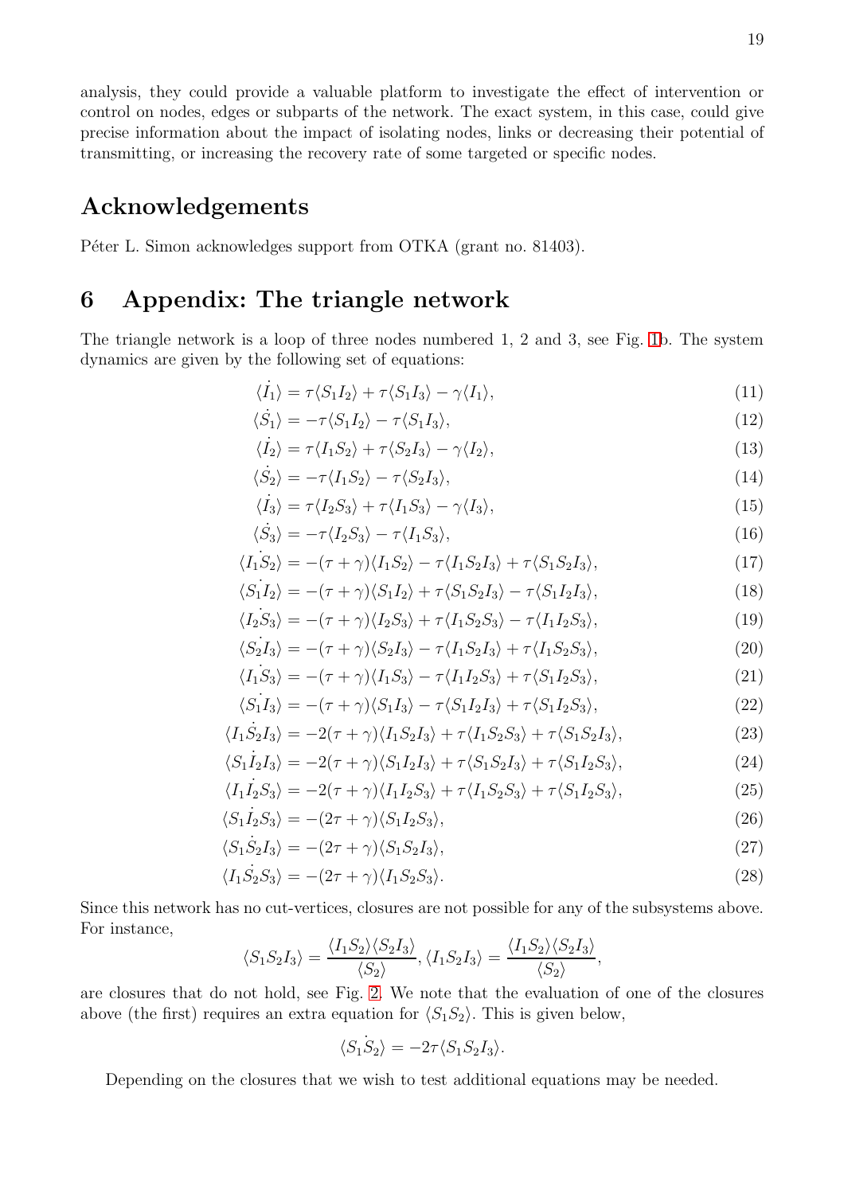analysis, they could provide a valuable platform to investigate the effect of intervention or control on nodes, edges or subparts of the network. The exact system, in this case, could give precise information about the impact of isolating nodes, links or decreasing their potential of transmitting, or increasing the recovery rate of some targeted or specific nodes.

## Acknowledgements

Péter L. Simon acknowledges support from OTKA (grant no. 81403).

# 6 Appendix: The triangle network

The triangle network is a loop of three nodes numbered 1, 2 and 3, see Fig. 1b. The system dynamics are given by the following set of equations:

$$\dot{\langle I_1 \rangle} = \tau\langle S_1 I_2\rangle + \tau\langle S_1 I_3\rangle - \gamma\langle I_1\rangle, \tag{11}$$

$$\dot{\langle S_1 \rangle} = -\tau\langle S_1 I_2\rangle - \tau\langle S_1 I_3\rangle, \tag{12}$$

$$\dot{\langle I_2 \rangle} = \tau\langle I_1 S_2\rangle + \tau\langle S_2 I_3\rangle - \gamma\langle I_2\rangle, \tag{13}$$

$$\dot{\langle S_2 \rangle} = -\tau\langle I_1 S_2\rangle - \tau\langle S_2 I_3\rangle, \tag{14}$$

$$\dot{\langle I_3 \rangle} = \tau\langle I_2 S_3\rangle + \tau\langle I_1 S_3\rangle - \gamma\langle I_3\rangle, \tag{15}$$

$$\dot{\langle S_3 \rangle} = -\tau\langle I_2 S_3\rangle - \tau\langle I_1 S_3\rangle, \tag{16}$$

$$\dot{\langle I_1 S_2 \rangle} = -(\tau+\gamma)\langle I_1 S_2\rangle - \tau\langle I_1 S_2 I_3\rangle + \tau\langle S_1 S_2 I_3\rangle, \tag{17}$$

$$\dot{\langle S_1 I_2 \rangle} = -(\tau+\gamma)\langle S_1 I_2\rangle + \tau\langle S_1 S_2 I_3\rangle - \tau\langle S_1 I_2 I_3\rangle, \tag{18}$$

$$\dot{\langle I_2 S_3 \rangle} = -(\tau+\gamma)\langle I_2 S_3\rangle + \tau\langle I_1 S_2 S_3\rangle - \tau\langle I_1 I_2 S_3\rangle, \tag{19}$$

$$\dot{\langle S_2 I_3 \rangle} = -(\tau+\gamma)\langle S_2 I_3\rangle - \tau\langle I_1 S_2 I_3\rangle + \tau\langle I_1 S_2 S_3\rangle, \tag{20}$$

$$\dot{\langle I_1 S_3 \rangle} = -(\tau+\gamma)\langle I_1 S_3\rangle - \tau\langle I_1 I_2 S_3\rangle + \tau\langle S_1 I_2 S_3\rangle, \tag{21}$$

$$\dot{\langle S_1 I_3 \rangle} = -(\tau+\gamma)\langle S_1 I_3\rangle - \tau\langle S_1 I_2 I_3\rangle + \tau\langle S_1 I_2 S_3\rangle, \tag{22}$$

$$\dot{\langle I_1 S_2 I_3 \rangle} = -2(\tau+\gamma)\langle I_1 S_2 I_3\rangle + \tau\langle I_1 S_2 S_3\rangle + \tau\langle S_1 S_2 I_3\rangle, \tag{23}$$

$$\dot{\langle S_1 I_2 I_3 \rangle} = -2(\tau+\gamma)\langle S_1 I_2 I_3\rangle + \tau\langle S_1 S_2 I_3\rangle + \tau\langle S_1 I_2 S_3\rangle, \tag{24}$$

$$\dot{\langle I_1 I_2 S_3 \rangle} = -2(\tau+\gamma)\langle I_1 I_2 S_3\rangle + \tau\langle I_1 S_2 S_3\rangle + \tau\langle S_1 I_2 S_3\rangle, \tag{25}$$

$$\dot{\langle S_1 I_2 S_3 \rangle} = -(2\tau+\gamma)\langle S_1 I_2 S_3\rangle, \tag{26}$$

$$\dot{\langle S_1 S_2 I_3 \rangle} = -(2\tau+\gamma)\langle S_1 S_2 I_3\rangle, \tag{27}$$

$$\dot{\langle I_1 S_2 S_3 \rangle} = -(2\tau+\gamma)\langle I_1 S_2 S_3\rangle. \tag{28}$$

Since this network has no cut-vertices, closures are not possible for any of the subsystems above. For instance,

$$\langle S_1 S_2 I_3\rangle = \frac{\langle I_1 S_2\rangle\langle S_2 I_3\rangle}{\langle S_2\rangle}, \langle I_1 S_2 I_3\rangle = \frac{\langle I_1 S_2\rangle\langle S_2 I_3\rangle}{\langle S_2\rangle},$$

are closures that do not hold, see Fig. 2. We note that the evaluation of one of the closures above (the first) requires an extra equation for $\langle S_1 S_2\rangle$. This is given below,

$$\dot{\langle S_1 S_2 \rangle} = -2\tau\langle S_1 S_2 I_3\rangle.$$

Depending on the closures that we wish to test additional equations may be needed.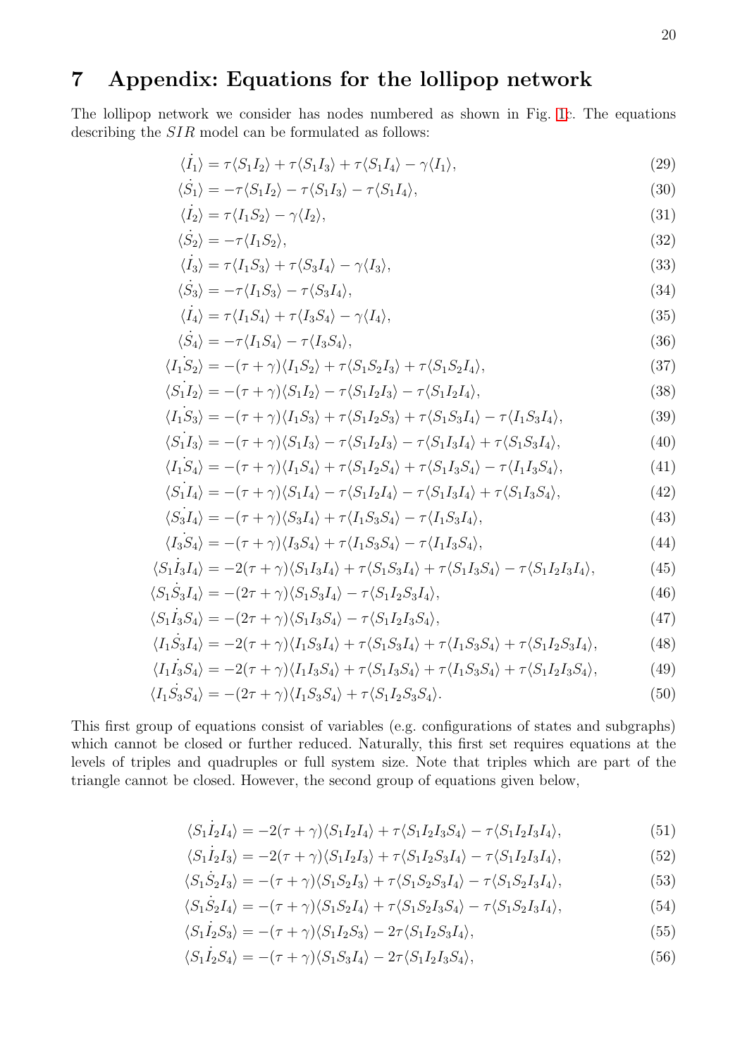# 7 Appendix: Equations for the lollipop network

The lollipop network we consider has nodes numbered as shown in Fig. 1c. The equations describing the $SIR$ model can be formulated as follows:

$$\langle \dot{I_1} \rangle = \tau \langle S_1 I_2 \rangle + \tau \langle S_1 I_3 \rangle + \tau \langle S_1 I_4 \rangle - \gamma \langle I_1 \rangle, \tag{29}$$

$$\langle \dot{S_1} \rangle = -\tau \langle S_1 I_2 \rangle - \tau \langle S_1 I_3 \rangle - \tau \langle S_1 I_4 \rangle, \tag{30}$$

$$\langle \dot{I_2} \rangle = \tau \langle I_1 S_2 \rangle - \gamma \langle I_2 \rangle, \tag{31}$$

$$\langle \dot{S_2} \rangle = -\tau \langle I_1 S_2 \rangle, \tag{32}$$

$$\langle \dot{I_3} \rangle = \tau \langle I_1 S_3 \rangle + \tau \langle S_3 I_4 \rangle - \gamma \langle I_3 \rangle, \tag{33}$$

$$\langle \dot{S_3} \rangle = -\tau \langle I_1 S_3 \rangle - \tau \langle S_3 I_4 \rangle, \tag{34}$$

$$\langle \dot{I_4} \rangle = \tau \langle I_1 S_4 \rangle + \tau \langle I_3 S_4 \rangle - \gamma \langle I_4 \rangle, \tag{35}$$

$$\langle \dot{S_4} \rangle = -\tau \langle I_1 S_4 \rangle - \tau \langle I_3 S_4 \rangle, \tag{36}$$

$$\langle \dot{I_1 S_2} \rangle = -(\tau + \gamma) \langle I_1 S_2 \rangle + \tau \langle S_1 S_2 I_3 \rangle + \tau \langle S_1 S_2 I_4 \rangle, \tag{37}$$

$$\langle \dot{S_1 I_2} \rangle = -(\tau + \gamma) \langle S_1 I_2 \rangle - \tau \langle S_1 I_2 I_3 \rangle - \tau \langle S_1 I_2 I_4 \rangle, \tag{38}$$

$$\langle \dot{I_1 S_3} \rangle = -(\tau + \gamma) \langle I_1 S_3 \rangle + \tau \langle S_1 I_2 S_3 \rangle + \tau \langle S_1 S_3 I_4 \rangle - \tau \langle I_1 S_3 I_4 \rangle, \tag{39}$$

$$\langle \dot{S_1 I_3} \rangle = -(\tau + \gamma) \langle S_1 I_3 \rangle - \tau \langle S_1 I_2 I_3 \rangle - \tau \langle S_1 I_3 I_4 \rangle + \tau \langle S_1 S_3 I_4 \rangle, \tag{40}$$

$$\langle \dot{I_1 S_4} \rangle = -(\tau + \gamma) \langle I_1 S_4 \rangle + \tau \langle S_1 I_2 S_4 \rangle + \tau \langle S_1 I_3 S_4 \rangle - \tau \langle I_1 I_3 S_4 \rangle, \tag{41}$$

$$\langle \dot{S_1 I_4} \rangle = -(\tau + \gamma) \langle S_1 I_4 \rangle - \tau \langle S_1 I_2 I_4 \rangle - \tau \langle S_1 I_3 I_4 \rangle + \tau \langle S_1 I_3 S_4 \rangle, \tag{42}$$

$$\langle \dot{S_3 I_4} \rangle = -(\tau + \gamma) \langle S_3 I_4 \rangle + \tau \langle I_1 S_3 S_4 \rangle - \tau \langle I_1 S_3 I_4 \rangle, \tag{43}$$

$$\langle \dot{I_3 S_4} \rangle = -(\tau + \gamma) \langle I_3 S_4 \rangle + \tau \langle I_1 S_3 S_4 \rangle - \tau \langle I_1 I_3 S_4 \rangle, \tag{44}$$

$$\langle S_1 \dot{I_3} I_4 \rangle = -2(\tau + \gamma) \langle S_1 I_3 I_4 \rangle + \tau \langle S_1 S_3 I_4 \rangle + \tau \langle S_1 I_3 S_4 \rangle - \tau \langle S_1 I_2 I_3 I_4 \rangle, \tag{45}$$

$$\langle S_1 \dot{S_3} I_4 \rangle = -(2\tau + \gamma) \langle S_1 S_3 I_4 \rangle - \tau \langle S_1 I_2 S_3 I_4 \rangle, \tag{46}$$

$$\langle S_1 \dot{I_3} S_4 \rangle = -(2\tau + \gamma) \langle S_1 I_3 S_4 \rangle - \tau \langle S_1 I_2 I_3 S_4 \rangle, \tag{47}$$

$$\langle I_1 \dot{S_3} I_4 \rangle = -2(\tau + \gamma) \langle I_1 S_3 I_4 \rangle + \tau \langle S_1 S_3 I_4 \rangle + \tau \langle I_1 S_3 S_4 \rangle + \tau \langle S_1 I_2 S_3 I_4 \rangle, \tag{48}$$

$$\langle I_1 \dot{I_3} S_4 \rangle = -2(\tau + \gamma) \langle I_1 I_3 S_4 \rangle + \tau \langle S_1 I_3 S_4 \rangle + \tau \langle I_1 S_3 S_4 \rangle + \tau \langle S_1 I_2 I_3 S_4 \rangle, \tag{49}$$

$$\langle I_1 \dot{S_3} S_4 \rangle = -(2\tau + \gamma) \langle I_1 S_3 S_4 \rangle + \tau \langle S_1 I_2 S_3 S_4 \rangle. \tag{50}$$

This first group of equations consist of variables (e.g. configurations of states and subgraphs) which cannot be closed or further reduced. Naturally, this first set requires equations at the levels of triples and quadruples or full system size. Note that triples which are part of the triangle cannot be closed. However, the second group of equations given below,

$$\langle S_1 \dot{I_2} I_4 \rangle = -2(\tau + \gamma) \langle S_1 I_2 I_4 \rangle + \tau \langle S_1 I_2 I_3 S_4 \rangle - \tau \langle S_1 I_2 I_3 I_4 \rangle, \tag{51}$$

$$\langle S_1 \dot{I_2} I_3 \rangle = -2(\tau + \gamma) \langle S_1 I_2 I_3 \rangle + \tau \langle S_1 I_2 S_3 I_4 \rangle - \tau \langle S_1 I_2 I_3 I_4 \rangle, \tag{52}$$

$$\langle S_1 \dot{S_2} I_3 \rangle = -(\tau + \gamma) \langle S_1 S_2 I_3 \rangle + \tau \langle S_1 S_2 S_3 I_4 \rangle - \tau \langle S_1 S_2 I_3 I_4 \rangle, \tag{53}$$

$$\langle S_1 \dot{S_2} I_4 \rangle = -(\tau + \gamma) \langle S_1 S_2 I_4 \rangle + \tau \langle S_1 S_2 I_3 S_4 \rangle - \tau \langle S_1 S_2 I_3 I_4 \rangle, \tag{54}$$

$$\langle S_1 \dot{I_2} S_3 \rangle = -(\tau + \gamma) \langle S_1 I_2 S_3 \rangle - 2\tau \langle S_1 I_2 S_3 I_4 \rangle, \tag{55}$$

$$\langle S_1 \dot{I_2} S_4 \rangle = -(\tau + \gamma) \langle S_1 S_3 I_4 \rangle - 2\tau \langle S_1 I_2 I_3 S_4 \rangle, \tag{56}$$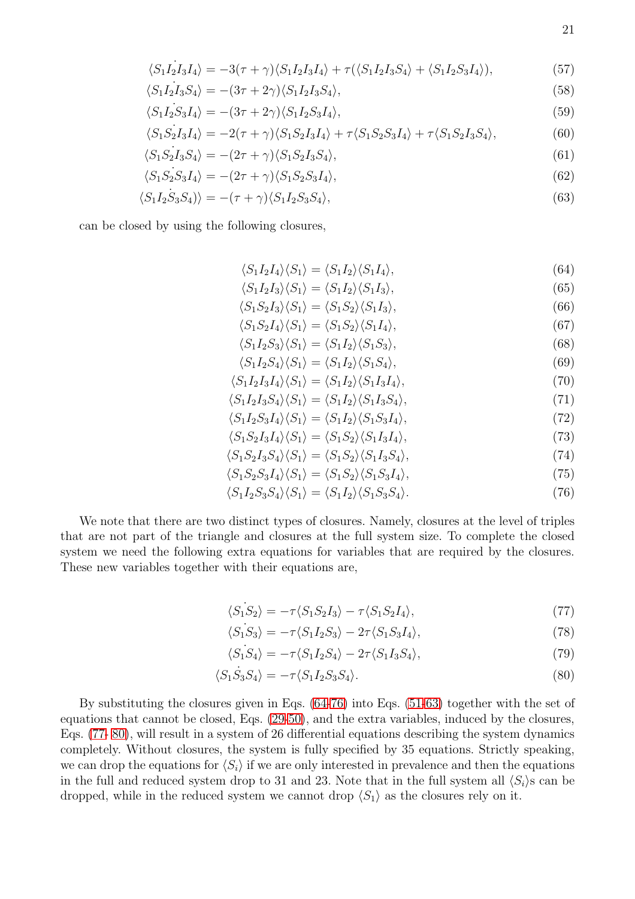$$\langle S_1 I_2 \dot{I_3} I_4 \rangle = -3(\tau+\gamma)\langle S_1 I_2 I_3 I_4 \rangle + \tau(\langle S_1 I_2 I_3 S_4 \rangle + \langle S_1 I_2 S_3 I_4 \rangle), \tag{57}$$

$$\langle S_1 I_2 \dot{I_3} S_4 \rangle = -(3\tau + 2\gamma)\langle S_1 I_2 I_3 S_4 \rangle, \tag{58}$$

$$\langle S_1 I_2 \dot{S_3} I_4 \rangle = -(3\tau + 2\gamma)\langle S_1 I_2 S_3 I_4 \rangle, \tag{59}$$

$$\langle S_1 S_2 \dot{I_3} I_4 \rangle = -2(\tau+\gamma)\langle S_1 S_2 I_3 I_4 \rangle + \tau\langle S_1 S_2 S_3 I_4 \rangle + \tau\langle S_1 S_2 I_3 S_4 \rangle, \tag{60}$$

$$\langle S_1 S_2 \dot{I_3} S_4 \rangle = -(2\tau + \gamma)\langle S_1 S_2 I_3 S_4 \rangle, \tag{61}$$

$$\langle S_1 S_2 \dot{S_3} I_4 \rangle = -(2\tau + \gamma)\langle S_1 S_2 S_3 I_4 \rangle, \tag{62}$$

$$\langle S_1 I_2 \dot{S_3} S_4 \rangle) = -(\tau + \gamma)\langle S_1 I_2 S_3 S_4 \rangle, \tag{63}$$

can be closed by using the following closures,

$$\langle S_1 I_2 I_4 \rangle \langle S_1 \rangle = \langle S_1 I_2 \rangle \langle S_1 I_4 \rangle, \tag{64}$$

$$\langle S_1 I_2 I_3 \rangle \langle S_1 \rangle = \langle S_1 I_2 \rangle \langle S_1 I_3 \rangle, \tag{65}$$

$$\langle S_1 S_2 I_3 \rangle \langle S_1 \rangle = \langle S_1 S_2 \rangle \langle S_1 I_3 \rangle, \tag{66}$$

$$\langle S_1 S_2 I_4 \rangle \langle S_1 \rangle = \langle S_1 S_2 \rangle \langle S_1 I_4 \rangle, \tag{67}$$

$$\langle S_1 I_2 S_3 \rangle \langle S_1 \rangle = \langle S_1 I_2 \rangle \langle S_1 S_3 \rangle, \tag{68}$$

$$\langle S_1 I_2 S_4 \rangle \langle S_1 \rangle = \langle S_1 I_2 \rangle \langle S_1 S_4 \rangle, \tag{69}$$

$$\langle S_1 I_2 I_3 I_4 \rangle \langle S_1 \rangle = \langle S_1 I_2 \rangle \langle S_1 I_3 I_4 \rangle, \tag{70}$$

$$\langle S_1 I_2 I_3 S_4 \rangle \langle S_1 \rangle = \langle S_1 I_2 \rangle \langle S_1 I_3 S_4 \rangle, \tag{71}$$

$$\langle S_1 I_2 S_3 I_4 \rangle \langle S_1 \rangle = \langle S_1 I_2 \rangle \langle S_1 S_3 I_4 \rangle, \tag{72}$$

$$\langle S_1 S_2 I_3 I_4 \rangle \langle S_1 \rangle = \langle S_1 S_2 \rangle \langle S_1 I_3 I_4 \rangle, \tag{73}$$

$$\langle S_1 S_2 I_3 S_4 \rangle \langle S_1 \rangle = \langle S_1 S_2 \rangle \langle S_1 I_3 S_4 \rangle, \tag{74}$$

$$\langle S_1 S_2 S_3 I_4 \rangle \langle S_1 \rangle = \langle S_1 S_2 \rangle \langle S_1 S_3 I_4 \rangle, \tag{75}$$

$$\langle S_1 I_2 S_3 S_4 \rangle \langle S_1 \rangle = \langle S_1 I_2 \rangle \langle S_1 S_3 S_4 \rangle. \tag{76}$$

We note that there are two distinct types of closures. Namely, closures at the level of triples that are not part of the triangle and closures at the full system size. To complete the closed system we need the following extra equations for variables that are required by the closures. These new variables together with their equations are,

$$\langle S_1 \dot{S_2} \rangle = -\tau\langle S_1 S_2 I_3 \rangle - \tau\langle S_1 S_2 I_4 \rangle, \tag{77}$$

$$\langle S_1 \dot{S_3} \rangle = -\tau\langle S_1 I_2 S_3 \rangle - 2\tau\langle S_1 S_3 I_4 \rangle, \tag{78}$$

$$\langle S_1 \dot{S_4} \rangle = -\tau\langle S_1 I_2 S_4 \rangle - 2\tau\langle S_1 I_3 S_4 \rangle, \tag{79}$$

$$\langle S_1 \dot{S_3} S_4 \rangle = -\tau\langle S_1 I_2 S_3 S_4 \rangle. \tag{80}$$

By substituting the closures given in Eqs. (64-76) into Eqs. (51-63) together with the set of equations that cannot be closed, Eqs. (29-50), and the extra variables, induced by the closures, Eqs. (77- 80), will result in a system of 26 differential equations describing the system dynamics completely. Without closures, the system is fully specified by 35 equations. Strictly speaking, we can drop the equations for $\langle S_i \rangle$ if we are only interested in prevalence and then the equations in the full and reduced system drop to 31 and 23. Note that in the full system all $\langle S_i \rangle$s can be dropped, while in the reduced system we cannot drop $\langle S_1 \rangle$ as the closures rely on it.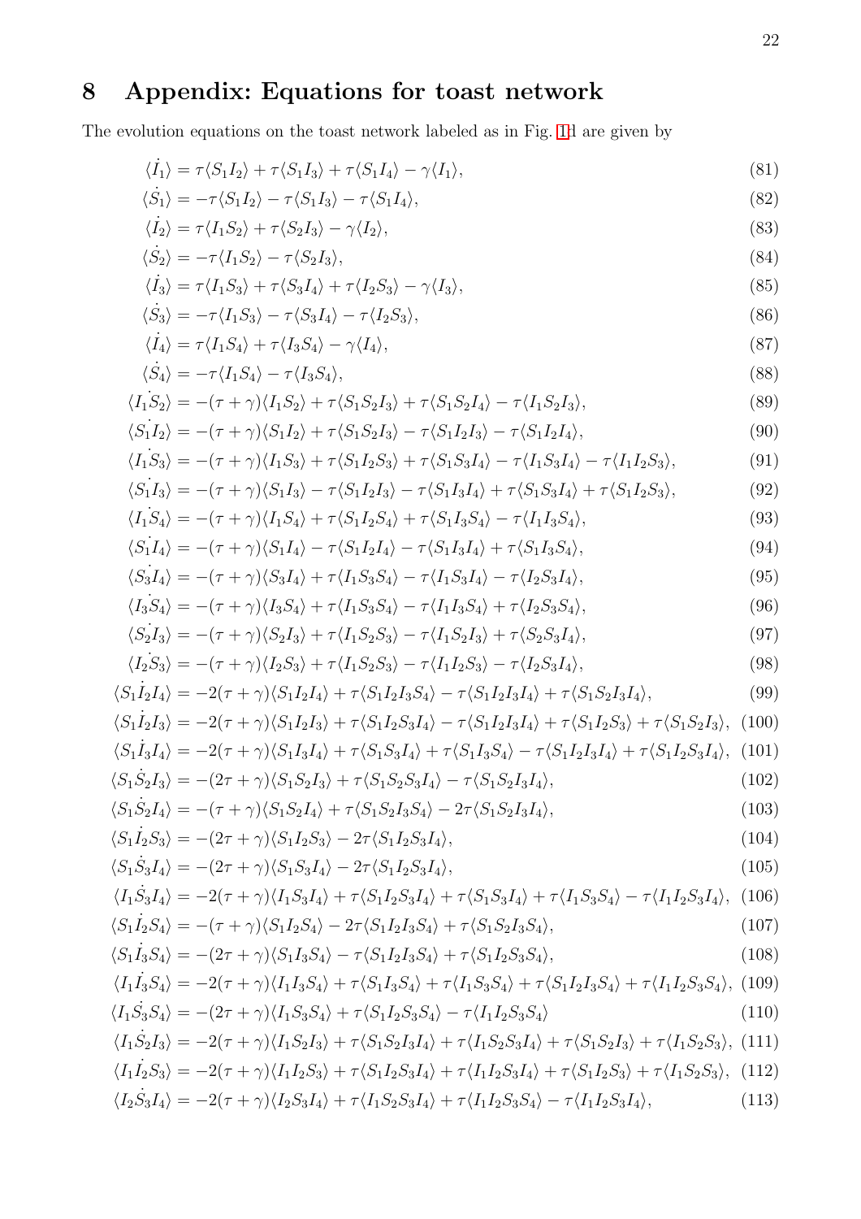# 8 Appendix: Equations for toast network

The evolution equations on the toast network labeled as in Fig. 1d are given by

$$\dot{\langle I_1 \rangle} = \tau\langle S_1 I_2\rangle + \tau\langle S_1 I_3\rangle + \tau\langle S_1 I_4\rangle - \gamma\langle I_1\rangle, \tag{81}$$

$$\dot{\langle S_1 \rangle} = -\tau\langle S_1 I_2\rangle - \tau\langle S_1 I_3\rangle - \tau\langle S_1 I_4\rangle, \tag{82}$$

$$\dot{\langle I_2 \rangle} = \tau\langle I_1 S_2\rangle + \tau\langle S_2 I_3\rangle - \gamma\langle I_2\rangle, \tag{83}$$

$$\dot{\langle S_2 \rangle} = -\tau\langle I_1 S_2\rangle - \tau\langle S_2 I_3\rangle, \tag{84}$$

$$\dot{\langle I_3 \rangle} = \tau\langle I_1 S_3\rangle + \tau\langle S_3 I_4\rangle + \tau\langle I_2 S_3\rangle - \gamma\langle I_3\rangle, \tag{85}$$

$$\dot{\langle S_3 \rangle} = -\tau\langle I_1 S_3\rangle - \tau\langle S_3 I_4\rangle - \tau\langle I_2 S_3\rangle, \tag{86}$$

$$\dot{\langle I_4 \rangle} = \tau\langle I_1 S_4\rangle + \tau\langle I_3 S_4\rangle - \gamma\langle I_4\rangle, \tag{87}$$

$$\dot{\langle S_4 \rangle} = -\tau\langle I_1 S_4\rangle - \tau\langle I_3 S_4\rangle, \tag{88}$$

$$\dot{\langle I_1 S_2 \rangle} = -(\tau+\gamma)\langle I_1 S_2\rangle + \tau\langle S_1 S_2 I_3\rangle + \tau\langle S_1 S_2 I_4\rangle - \tau\langle I_1 S_2 I_3\rangle, \tag{89}$$

$$\dot{\langle S_1 I_2 \rangle} = -(\tau+\gamma)\langle S_1 I_2\rangle + \tau\langle S_1 S_2 I_3\rangle - \tau\langle S_1 I_2 I_3\rangle - \tau\langle S_1 I_2 I_4\rangle, \tag{90}$$

$$\dot{\langle I_1 S_3 \rangle} = -(\tau+\gamma)\langle I_1 S_3\rangle + \tau\langle S_1 I_2 S_3\rangle + \tau\langle S_1 S_3 I_4\rangle - \tau\langle I_1 S_3 I_4\rangle - \tau\langle I_1 I_2 S_3\rangle, \tag{91}$$

$$\dot{\langle S_1 I_3 \rangle} = -(\tau+\gamma)\langle S_1 I_3\rangle - \tau\langle S_1 I_2 I_3\rangle - \tau\langle S_1 I_3 I_4\rangle + \tau\langle S_1 S_3 I_4\rangle + \tau\langle S_1 I_2 S_3\rangle, \tag{92}$$

$$\dot{\langle I_1 S_4 \rangle} = -(\tau+\gamma)\langle I_1 S_4\rangle + \tau\langle S_1 I_2 S_4\rangle + \tau\langle S_1 I_3 S_4\rangle - \tau\langle I_1 I_3 S_4\rangle, \tag{93}$$

$$\dot{\langle S_1 I_4 \rangle} = -(\tau+\gamma)\langle S_1 I_4\rangle - \tau\langle S_1 I_2 I_4\rangle - \tau\langle S_1 I_3 I_4\rangle + \tau\langle S_1 I_3 S_4\rangle, \tag{94}$$

$$\dot{\langle S_3 I_4 \rangle} = -(\tau+\gamma)\langle S_3 I_4\rangle + \tau\langle I_1 S_3 S_4\rangle - \tau\langle I_1 S_3 I_4\rangle - \tau\langle I_2 S_3 I_4\rangle, \tag{95}$$

$$\dot{\langle I_3 S_4 \rangle} = -(\tau+\gamma)\langle I_3 S_4\rangle + \tau\langle I_1 S_3 S_4\rangle - \tau\langle I_1 I_3 S_4\rangle + \tau\langle I_2 S_3 S_4\rangle, \tag{96}$$

$$\dot{\langle S_2 I_3 \rangle} = -(\tau+\gamma)\langle S_2 I_3\rangle + \tau\langle I_1 S_2 S_3\rangle - \tau\langle I_1 S_2 I_3\rangle + \tau\langle S_2 S_3 I_4\rangle, \tag{97}$$

$$\dot{\langle I_2 S_3 \rangle} = -(\tau+\gamma)\langle I_2 S_3\rangle + \tau\langle I_1 S_2 S_3\rangle - \tau\langle I_1 I_2 S_3\rangle - \tau\langle I_2 S_3 I_4\rangle, \tag{98}$$

$$\dot{\langle S_1 I_2 I_4 \rangle} = -2(\tau+\gamma)\langle S_1 I_2 I_4\rangle + \tau\langle S_1 I_2 I_3 S_4\rangle - \tau\langle S_1 I_2 I_3 I_4\rangle + \tau\langle S_1 S_2 I_3 I_4\rangle, \tag{99}$$

$$\dot{\langle S_1 I_2 I_3 \rangle} = -2(\tau+\gamma)\langle S_1 I_2 I_3\rangle + \tau\langle S_1 I_2 S_3 I_4\rangle - \tau\langle S_1 I_2 I_3 I_4\rangle + \tau\langle S_1 I_2 S_3\rangle + \tau\langle S_1 S_2 I_3\rangle, \tag{100}$$

$$\dot{\langle S_1 I_3 I_4 \rangle} = -2(\tau+\gamma)\langle S_1 I_3 I_4\rangle + \tau\langle S_1 S_3 I_4\rangle + \tau\langle S_1 I_3 S_4\rangle - \tau\langle S_1 I_2 I_3 I_4\rangle + \tau\langle S_1 I_2 S_3 I_4\rangle, \tag{101}$$

$$\dot{\langle S_1 S_2 I_3 \rangle} = -(2\tau+\gamma)\langle S_1 S_2 I_3\rangle + \tau\langle S_1 S_2 S_3 I_4\rangle - \tau\langle S_1 S_2 I_3 I_4\rangle, \tag{102}$$

$$\dot{\langle S_1 S_2 I_4 \rangle} = -(\tau+\gamma)\langle S_1 S_2 I_4\rangle + \tau\langle S_1 S_2 I_3 S_4\rangle - 2\tau\langle S_1 S_2 I_3 I_4\rangle, \tag{103}$$

$$\dot{\langle S_1 I_2 S_3 \rangle} = -(2\tau+\gamma)\langle S_1 I_2 S_3\rangle - 2\tau\langle S_1 I_2 S_3 I_4\rangle, \tag{104}$$

$$\dot{\langle S_1 S_3 I_4 \rangle} = -(2\tau+\gamma)\langle S_1 S_3 I_4\rangle - 2\tau\langle S_1 I_2 S_3 I_4\rangle, \tag{105}$$

$$\dot{\langle I_1 S_3 I_4 \rangle} = -2(\tau+\gamma)\langle I_1 S_3 I_4\rangle + \tau\langle S_1 I_2 S_3 I_4\rangle + \tau\langle S_1 S_3 I_4\rangle + \tau\langle I_1 S_3 S_4\rangle - \tau\langle I_1 I_2 S_3 I_4\rangle, \tag{106}$$

$$\dot{\langle S_1 I_2 S_4 \rangle} = -(\tau+\gamma)\langle S_1 I_2 S_4\rangle - 2\tau\langle S_1 I_2 I_3 S_4\rangle + \tau\langle S_1 S_2 I_3 S_4\rangle, \tag{107}$$

$$\dot{\langle S_1 I_3 S_4 \rangle} = -(2\tau+\gamma)\langle S_1 I_3 S_4\rangle - \tau\langle S_1 I_2 I_3 S_4\rangle + \tau\langle S_1 I_2 S_3 S_4\rangle, \tag{108}$$

$$\dot{\langle I_1 I_3 S_4 \rangle} = -2(\tau+\gamma)\langle I_1 I_3 S_4\rangle + \tau\langle S_1 I_3 S_4\rangle + \tau\langle I_1 S_3 S_4\rangle + \tau\langle S_1 I_2 I_3 S_4\rangle + \tau\langle I_1 I_2 S_3 S_4\rangle, \tag{109}$$

$$\dot{\langle I_1 S_3 S_4 \rangle} = -(2\tau+\gamma)\langle I_1 S_3 S_4\rangle + \tau\langle S_1 I_2 S_3 S_4\rangle - \tau\langle I_1 I_2 S_3 S_4\rangle \tag{110}$$

$$\dot{\langle I_1 S_2 I_3 \rangle} = -2(\tau+\gamma)\langle I_1 S_2 I_3\rangle + \tau\langle S_1 S_2 I_3 I_4\rangle + \tau\langle I_1 S_2 S_3 I_4\rangle + \tau\langle S_1 S_2 I_3\rangle + \tau\langle I_1 S_2 S_3\rangle, \tag{111}$$

$$\dot{\langle I_1 I_2 S_3 \rangle} = -2(\tau+\gamma)\langle I_1 I_2 S_3\rangle + \tau\langle S_1 I_2 S_3 I_4\rangle + \tau\langle I_1 I_2 S_3 I_4\rangle + \tau\langle S_1 I_2 S_3\rangle + \tau\langle I_1 S_2 S_3\rangle, \tag{112}$$

$$\dot{\langle I_2 S_3 I_4 \rangle} = -2(\tau+\gamma)\langle I_2 S_3 I_4\rangle + \tau\langle I_1 S_2 S_3 I_4\rangle + \tau\langle I_1 I_2 S_3 S_4\rangle - \tau\langle I_1 I_2 S_3 I_4\rangle, \tag{113}$$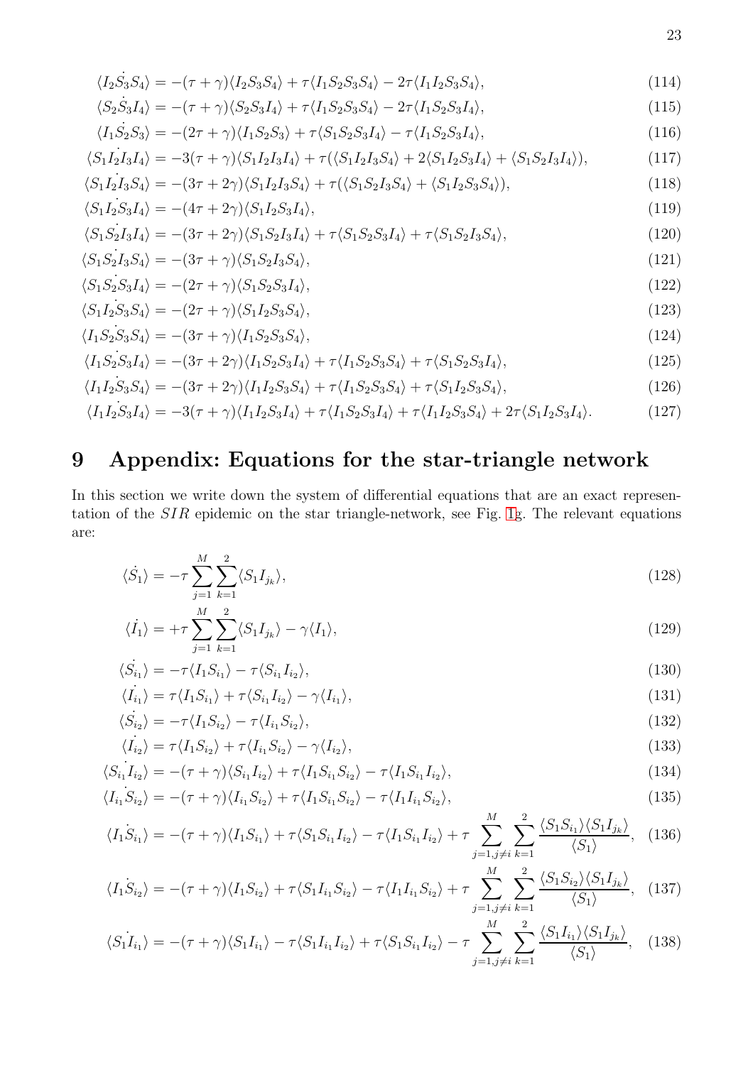$$\langle I_2 \dot{S_3} S_4 \rangle = -(\tau+\gamma)\langle I_2 S_3 S_4 \rangle + \tau \langle I_1 S_2 S_3 S_4 \rangle - 2\tau \langle I_1 I_2 S_3 S_4 \rangle, \tag{114}$$

$$\langle S_2 \dot{S_3} I_4 \rangle = -(\tau+\gamma)\langle S_2 S_3 I_4 \rangle + \tau \langle I_1 S_2 S_3 S_4 \rangle - 2\tau \langle I_1 S_2 S_3 I_4 \rangle, \tag{115}$$

$$\langle I_1 \dot{S_2} S_3 \rangle = -(2\tau+\gamma)\langle I_1 S_2 S_3 \rangle + \tau \langle S_1 S_2 S_3 I_4 \rangle - \tau \langle I_1 S_2 S_3 I_4 \rangle, \tag{116}$$

$$\langle S_1 \dot{I_2} I_3 I_4 \rangle = -3(\tau+\gamma)\langle S_1 I_2 I_3 I_4 \rangle + \tau(\langle S_1 I_2 I_3 S_4 \rangle + 2\langle S_1 I_2 S_3 I_4 \rangle + \langle S_1 S_2 I_3 I_4 \rangle), \tag{117}$$

$$\langle S_1 \dot{I_2} I_3 S_4 \rangle = -(3\tau+2\gamma)\langle S_1 I_2 I_3 S_4 \rangle + \tau(\langle S_1 S_2 I_3 S_4 \rangle + \langle S_1 I_2 S_3 S_4 \rangle), \tag{118}$$

$$\langle S_1 \dot{I_2} S_3 I_4 \rangle = -(4\tau+2\gamma)\langle S_1 I_2 S_3 I_4 \rangle, \tag{119}$$

$$\langle S_1 \dot{S_2} I_3 I_4 \rangle = -(3\tau+2\gamma)\langle S_1 S_2 I_3 I_4 \rangle + \tau \langle S_1 S_2 S_3 I_4 \rangle + \tau \langle S_1 S_2 I_3 S_4 \rangle, \tag{120}$$

$$\langle S_1 \dot{S_2} I_3 S_4 \rangle = -(3\tau+\gamma)\langle S_1 S_2 I_3 S_4 \rangle, \tag{121}$$

$$\langle S_1 \dot{S_2} S_3 I_4 \rangle = -(2\tau+\gamma)\langle S_1 S_2 S_3 I_4 \rangle, \tag{122}$$

$$\langle S_1 \dot{I_2} S_3 S_4 \rangle = -(2\tau+\gamma)\langle S_1 I_2 S_3 S_4 \rangle, \tag{123}$$

$$\langle I_1 \dot{S_2} S_3 S_4 \rangle = -(3\tau+\gamma)\langle I_1 S_2 S_3 S_4 \rangle, \tag{124}$$

$$\langle I_1 \dot{S_2} S_3 I_4 \rangle = -(3\tau+2\gamma)\langle I_1 S_2 S_3 I_4 \rangle + \tau \langle I_1 S_2 S_3 S_4 \rangle + \tau \langle S_1 S_2 S_3 I_4 \rangle, \tag{125}$$

$$\langle I_1 \dot{I_2} S_3 S_4 \rangle = -(3\tau+2\gamma)\langle I_1 I_2 S_3 S_4 \rangle + \tau \langle I_1 S_2 S_3 S_4 \rangle + \tau \langle S_1 I_2 S_3 S_4 \rangle, \tag{126}$$

$$\langle I_1 \dot{I_2} S_3 I_4 \rangle = -3(\tau+\gamma)\langle I_1 I_2 S_3 I_4 \rangle + \tau \langle I_1 S_2 S_3 I_4 \rangle + \tau \langle I_1 I_2 S_3 S_4 \rangle + 2\tau \langle S_1 I_2 S_3 I_4 \rangle. \tag{127}$$

# 9 Appendix: Equations for the star-triangle network

In this section we write down the system of differential equations that are an exact representation of the $SIR$ epidemic on the star triangle-network, see Fig. 1g. The relevant equations are:

$$\langle \dot{S_1} \rangle = -\tau \sum_{j=1}^{M} \sum_{k=1}^{2} \langle S_1 I_{j_k} \rangle, \tag{128}$$

$$\langle \dot{I_1} \rangle = +\tau \sum_{j=1}^{M} \sum_{k=1}^{2} \langle S_1 I_{j_k} \rangle - \gamma \langle I_1 \rangle, \tag{129}$$

$$\langle \dot{S_{i_1}} \rangle = -\tau \langle I_1 S_{i_1} \rangle - \tau \langle S_{i_1} I_{i_2} \rangle, \tag{130}$$

$$\langle \dot{I_{i_1}} \rangle = \tau \langle I_1 S_{i_1} \rangle + \tau \langle S_{i_1} I_{i_2} \rangle - \gamma \langle I_{i_1} \rangle, \tag{131}$$

$$\langle \dot{S_{i_2}} \rangle = -\tau \langle I_1 S_{i_2} \rangle - \tau \langle I_{i_1} S_{i_2} \rangle, \tag{132}$$

$$\langle \dot{I_{i_2}} \rangle = \tau \langle I_1 S_{i_2} \rangle + \tau \langle I_{i_1} S_{i_2} \rangle - \gamma \langle I_{i_2} \rangle, \tag{133}$$

$$\langle S_{i_1} \dot{I}_{i_2} \rangle = -(\tau+\gamma)\langle S_{i_1} I_{i_2} \rangle + \tau \langle I_1 S_{i_1} S_{i_2} \rangle - \tau \langle I_1 S_{i_1} I_{i_2} \rangle, \tag{134}$$

$$\langle I_{i_1} \dot{S}_{i_2} \rangle = -(\tau+\gamma)\langle I_{i_1} S_{i_2} \rangle + \tau \langle I_1 S_{i_1} S_{i_2} \rangle - \tau \langle I_1 I_{i_1} S_{i_2} \rangle, \tag{135}$$

$$\langle I_1 \dot{S}_{i_1} \rangle = -(\tau+\gamma)\langle I_1 S_{i_1} \rangle + \tau \langle S_1 S_{i_1} I_{i_2} \rangle - \tau \langle I_1 S_{i_1} I_{i_2} \rangle + \tau \sum_{j=1, j\neq i}^{M} \sum_{k=1}^{2} \frac{\langle S_1 S_{i_1} \rangle \langle S_1 I_{j_k} \rangle}{\langle S_1 \rangle}, \tag{136}$$

$$\langle I_1 \dot{S}_{i_2} \rangle = -(\tau+\gamma)\langle I_1 S_{i_2} \rangle + \tau \langle S_1 I_{i_1} S_{i_2} \rangle - \tau \langle I_1 I_{i_1} S_{i_2} \rangle + \tau \sum_{j=1, j\neq i}^{M} \sum_{k=1}^{2} \frac{\langle S_1 S_{i_2} \rangle \langle S_1 I_{j_k} \rangle}{\langle S_1 \rangle}, \tag{137}$$

$$\langle S_1 \dot{I}_{i_1} \rangle = -(\tau+\gamma)\langle S_1 I_{i_1} \rangle - \tau \langle S_1 I_{i_1} I_{i_2} \rangle + \tau \langle S_1 S_{i_1} I_{i_2} \rangle - \tau \sum_{j=1, j\neq i}^{M} \sum_{k=1}^{2} \frac{\langle S_1 I_{i_1} \rangle \langle S_1 I_{j_k} \rangle}{\langle S_1 \rangle}, \tag{138}$$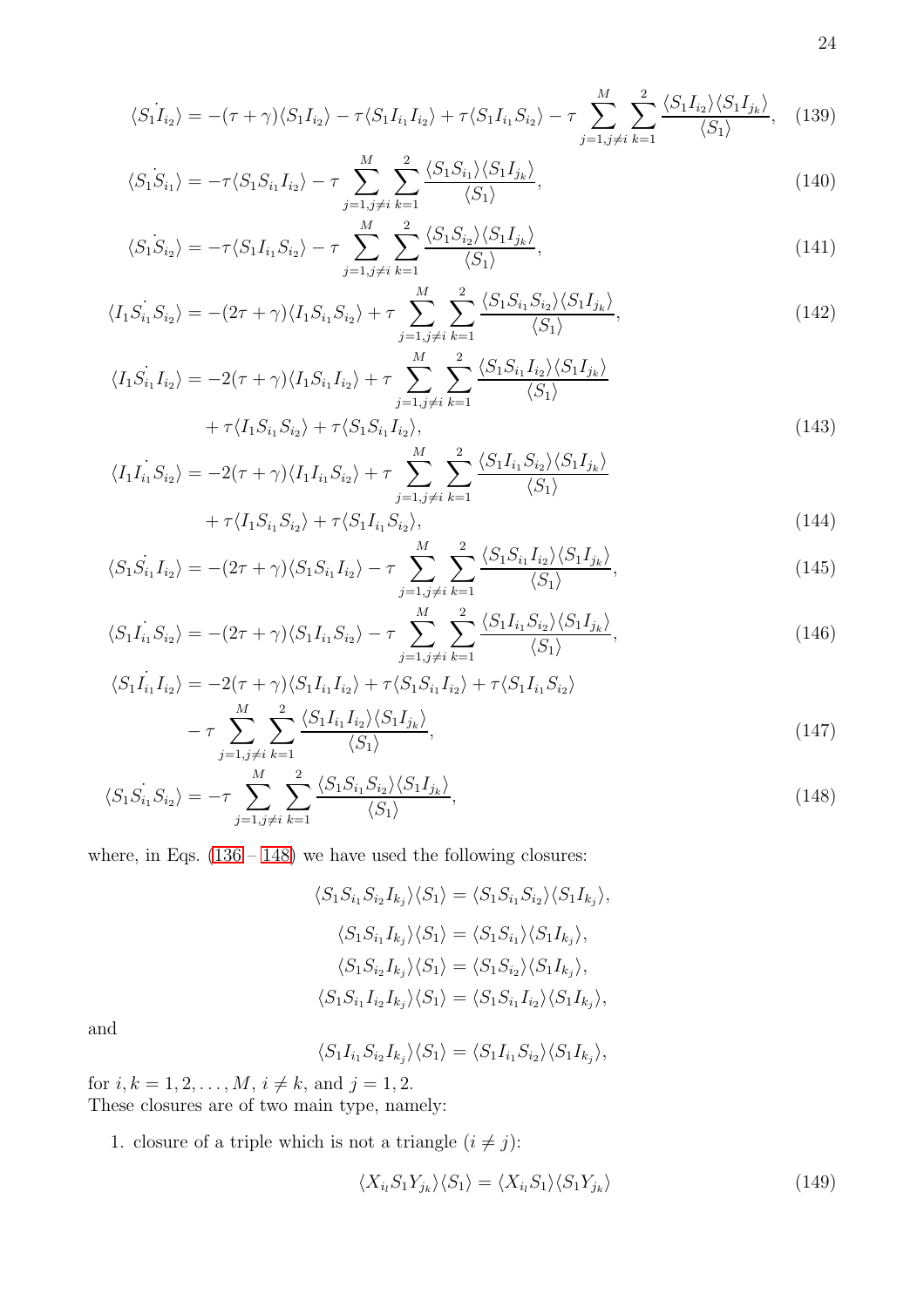$$\langle S_1 \dot{I}_{i_2} \rangle = -(\tau+\gamma)\langle S_1 I_{i_2}\rangle - \tau\langle S_1 I_{i_1} I_{i_2}\rangle + \tau\langle S_1 I_{i_1} S_{i_2}\rangle - \tau\sum_{j=1, j\neq i}^{M}\sum_{k=1}^{2}\frac{\langle S_1 I_{i_2}\rangle\langle S_1 I_{j_k}\rangle}{\langle S_1\rangle}, \quad (139)$$

$$\langle S_1 \dot{S}_{i_1} \rangle = -\tau\langle S_1 S_{i_1} I_{i_2}\rangle - \tau\sum_{j=1, j\neq i}^{M}\sum_{k=1}^{2}\frac{\langle S_1 S_{i_1}\rangle\langle S_1 I_{j_k}\rangle}{\langle S_1\rangle}, \quad (140)$$

$$\langle S_1 \dot{S}_{i_2} \rangle = -\tau\langle S_1 I_{i_1} S_{i_2}\rangle - \tau\sum_{j=1, j\neq i}^{M}\sum_{k=1}^{2}\frac{\langle S_1 S_{i_2}\rangle\langle S_1 I_{j_k}\rangle}{\langle S_1\rangle}, \quad (141)$$

$$\langle I_1 S_{i_1} \dot{S}_{i_2} \rangle = -(2\tau+\gamma)\langle I_1 S_{i_1} S_{i_2}\rangle + \tau\sum_{j=1, j\neq i}^{M}\sum_{k=1}^{2}\frac{\langle S_1 S_{i_1} S_{i_2}\rangle\langle S_1 I_{j_k}\rangle}{\langle S_1\rangle}, \quad (142)$$

$$\langle I_1 S_{i_1} \dot{I}_{i_2} \rangle = -2(\tau+\gamma)\langle I_1 S_{i_1} I_{i_2}\rangle + \tau\sum_{j=1, j\neq i}^{M}\sum_{k=1}^{2}\frac{\langle S_1 S_{i_1} I_{i_2}\rangle\langle S_1 I_{j_k}\rangle}{\langle S_1\rangle} + \tau\langle I_1 S_{i_1} S_{i_2}\rangle + \tau\langle S_1 S_{i_1} I_{i_2}\rangle, \quad (143)$$

$$\langle I_1 I_{i_1} \dot{S}_{i_2} \rangle = -2(\tau+\gamma)\langle I_1 I_{i_1} S_{i_2}\rangle + \tau\sum_{j=1, j\neq i}^{M}\sum_{k=1}^{2}\frac{\langle S_1 I_{i_1} S_{i_2}\rangle\langle S_1 I_{j_k}\rangle}{\langle S_1\rangle} + \tau\langle I_1 S_{i_1} S_{i_2}\rangle + \tau\langle S_1 I_{i_1} S_{i_2}\rangle, \quad (144)$$

$$\langle S_1 S_{i_1} \dot{I}_{i_2} \rangle = -(2\tau+\gamma)\langle S_1 S_{i_1} I_{i_2}\rangle - \tau\sum_{j=1, j\neq i}^{M}\sum_{k=1}^{2}\frac{\langle S_1 S_{i_1} I_{i_2}\rangle\langle S_1 I_{j_k}\rangle}{\langle S_1\rangle}, \quad (145)$$

$$\langle S_1 I_{i_1} \dot{S}_{i_2} \rangle = -(2\tau+\gamma)\langle S_1 I_{i_1} S_{i_2}\rangle - \tau\sum_{j=1, j\neq i}^{M}\sum_{k=1}^{2}\frac{\langle S_1 I_{i_1} S_{i_2}\rangle\langle S_1 I_{j_k}\rangle}{\langle S_1\rangle}, \quad (146)$$

$$\langle S_1 I_{i_1} \dot{I}_{i_2} \rangle = -2(\tau+\gamma)\langle S_1 I_{i_1} I_{i_2}\rangle + \tau\langle S_1 S_{i_1} I_{i_2}\rangle + \tau\langle S_1 I_{i_1} S_{i_2}\rangle - \tau\sum_{j=1, j\neq i}^{M}\sum_{k=1}^{2}\frac{\langle S_1 I_{i_1} I_{i_2}\rangle\langle S_1 I_{j_k}\rangle}{\langle S_1\rangle}, \quad (147)$$

$$\langle S_1 S_{i_1} \dot{S}_{i_2} \rangle = -\tau\sum_{j=1, j\neq i}^{M}\sum_{k=1}^{2}\frac{\langle S_1 S_{i_1} S_{i_2}\rangle\langle S_1 I_{j_k}\rangle}{\langle S_1\rangle}, \quad (148)$$

where, in Eqs. (136 – 148) we have used the following closures:

$$\langle S_1 S_{i_1} S_{i_2} I_{k_j}\rangle\langle S_1\rangle = \langle S_1 S_{i_1} S_{i_2}\rangle\langle S_1 I_{k_j}\rangle,$$

$$\langle S_1 S_{i_1} I_{k_j}\rangle\langle S_1\rangle = \langle S_1 S_{i_1}\rangle\langle S_1 I_{k_j}\rangle,$$

$$\langle S_1 S_{i_2} I_{k_j}\rangle\langle S_1\rangle = \langle S_1 S_{i_2}\rangle\langle S_1 I_{k_j}\rangle,$$

$$\langle S_1 S_{i_1} I_{i_2} I_{k_j}\rangle\langle S_1\rangle = \langle S_1 S_{i_1} I_{i_2}\rangle\langle S_1 I_{k_j}\rangle,$$

and

$$\langle S_1 I_{i_1} S_{i_2} I_{k_j}\rangle\langle S_1\rangle = \langle S_1 I_{i_1} S_{i_2}\rangle\langle S_1 I_{k_j}\rangle,$$

for $i, k = 1, 2, \ldots, M$, $i \neq k$, and $j = 1, 2$.
These closures are of two main type, namely:

1. closure of a triple which is not a triangle ($i \neq j$):

$$\langle X_{i_l} S_1 Y_{j_k}\rangle\langle S_1\rangle = \langle X_{i_l} S_1\rangle\langle S_1 Y_{j_k}\rangle \quad (149)$$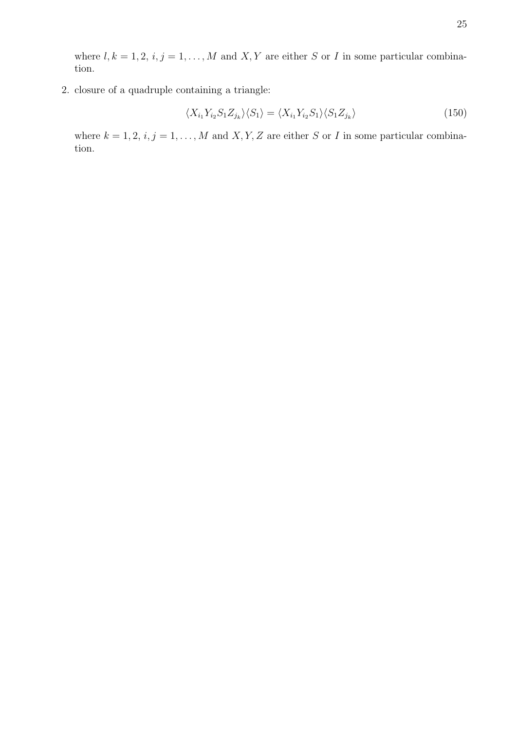where $l, k = 1, 2$, $i, j = 1, \ldots, M$ and $X, Y$ are either $S$ or $I$ in some particular combination.

2. closure of a quadruple containing a triangle:

$$\langle X_{i_1} Y_{i_2} S_1 Z_{j_k} \rangle \langle S_1 \rangle = \langle X_{i_1} Y_{i_2} S_1 \rangle \langle S_1 Z_{j_k} \rangle \tag{150}$$

where $k = 1, 2$, $i, j = 1, \ldots, M$ and $X, Y, Z$ are either $S$ or $I$ in some particular combination.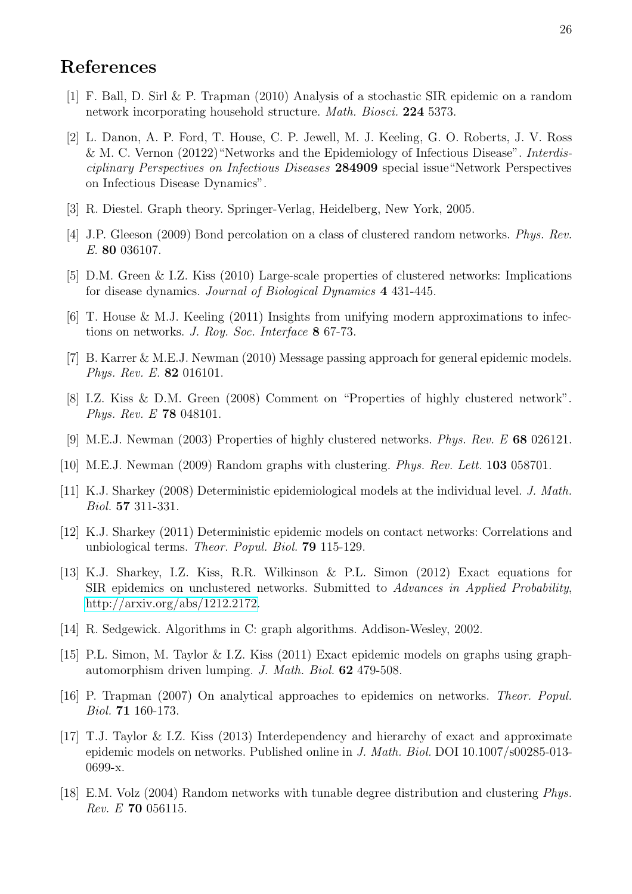## References

[1] F. Ball, D. Sirl & P. Trapman (2010) Analysis of a stochastic SIR epidemic on a random network incorporating household structure. *Math. Biosci.* **224** 5373.

[2] L. Danon, A. P. Ford, T. House, C. P. Jewell, M. J. Keeling, G. O. Roberts, J. V. Ross & M. C. Vernon (20122)"Networks and the Epidemiology of Infectious Disease". *Interdisciplinary Perspectives on Infectious Diseases* **284909** special issue"Network Perspectives on Infectious Disease Dynamics".

[3] R. Diestel. Graph theory. Springer-Verlag, Heidelberg, New York, 2005.

[4] J.P. Gleeson (2009) Bond percolation on a class of clustered random networks. *Phys. Rev. E.* **80** 036107.

[5] D.M. Green & I.Z. Kiss (2010) Large-scale properties of clustered networks: Implications for disease dynamics. *Journal of Biological Dynamics* **4** 431-445.

[6] T. House & M.J. Keeling (2011) Insights from unifying modern approximations to infections on networks. *J. Roy. Soc. Interface* **8** 67-73.

[7] B. Karrer & M.E.J. Newman (2010) Message passing approach for general epidemic models. *Phys. Rev. E.* **82** 016101.

[8] I.Z. Kiss & D.M. Green (2008) Comment on "Properties of highly clustered network". *Phys. Rev. E* **78** 048101.

[9] M.E.J. Newman (2003) Properties of highly clustered networks. *Phys. Rev. E* **68** 026121.

[10] M.E.J. Newman (2009) Random graphs with clustering. *Phys. Rev. Lett.* 1**03** 058701.

[11] K.J. Sharkey (2008) Deterministic epidemiological models at the individual level. *J. Math. Biol.* **57** 311-331.

[12] K.J. Sharkey (2011) Deterministic epidemic models on contact networks: Correlations and unbiological terms. *Theor. Popul. Biol.* **79** 115-129.

[13] K.J. Sharkey, I.Z. Kiss, R.R. Wilkinson & P.L. Simon (2012) Exact equations for SIR epidemics on unclustered networks. Submitted to *Advances in Applied Probability*, http://arxiv.org/abs/1212.2172.

[14] R. Sedgewick. Algorithms in C: graph algorithms. Addison-Wesley, 2002.

[15] P.L. Simon, M. Taylor & I.Z. Kiss (2011) Exact epidemic models on graphs using graph-automorphism driven lumping. *J. Math. Biol.* **62** 479-508.

[16] P. Trapman (2007) On analytical approaches to epidemics on networks. *Theor. Popul. Biol.* **71** 160-173.

[17] T.J. Taylor & I.Z. Kiss (2013) Interdependency and hierarchy of exact and approximate epidemic models on networks. Published online in *J. Math. Biol.* DOI 10.1007/s00285-013-0699-x.

[18] E.M. Volz (2004) Random networks with tunable degree distribution and clustering *Phys. Rev. E* **70** 056115.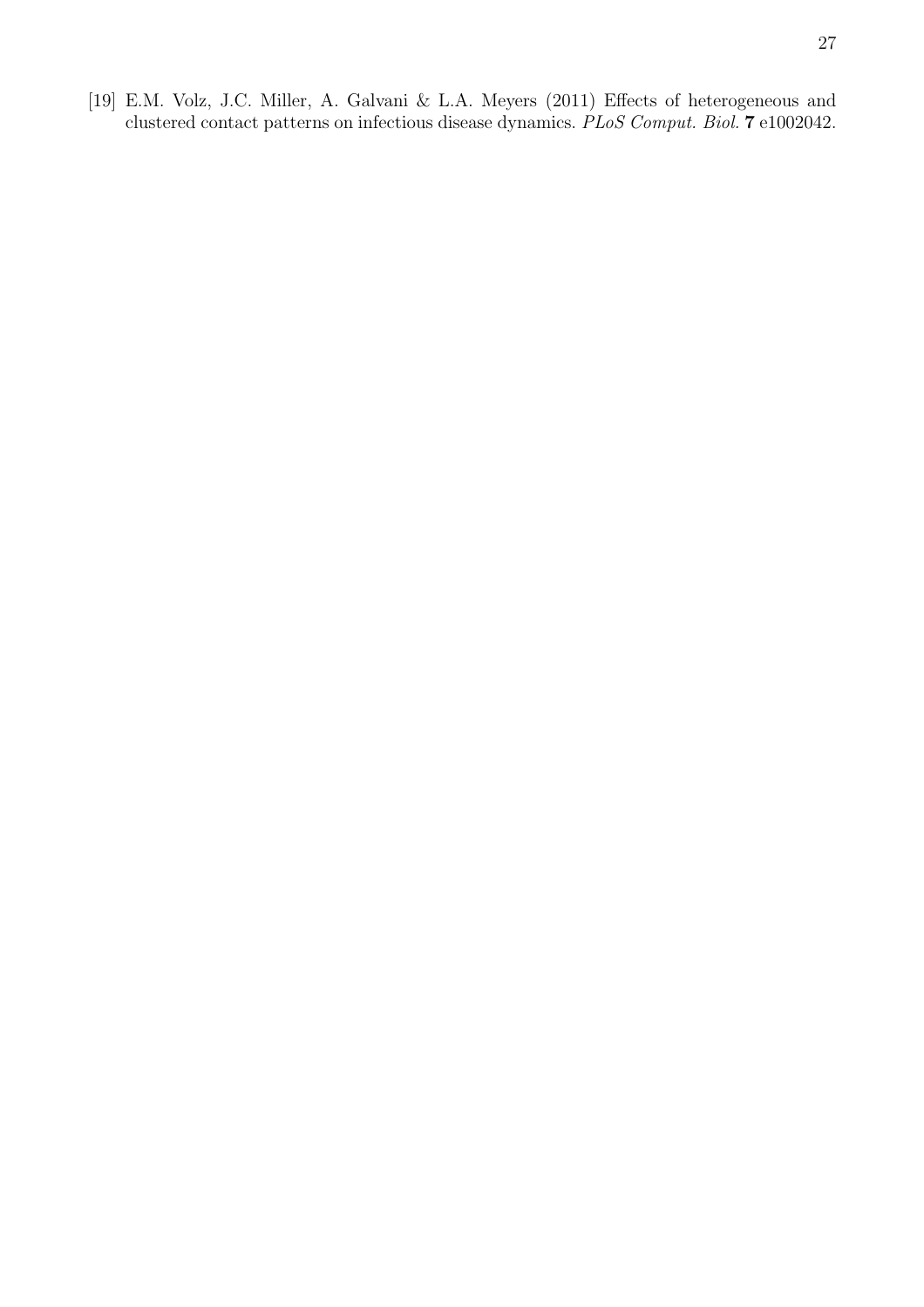[19] E.M. Volz, J.C. Miller, A. Galvani & L.A. Meyers (2011) Effects of heterogeneous and clustered contact patterns on infectious disease dynamics. *PLoS Comput. Biol.* **7** e1002042.